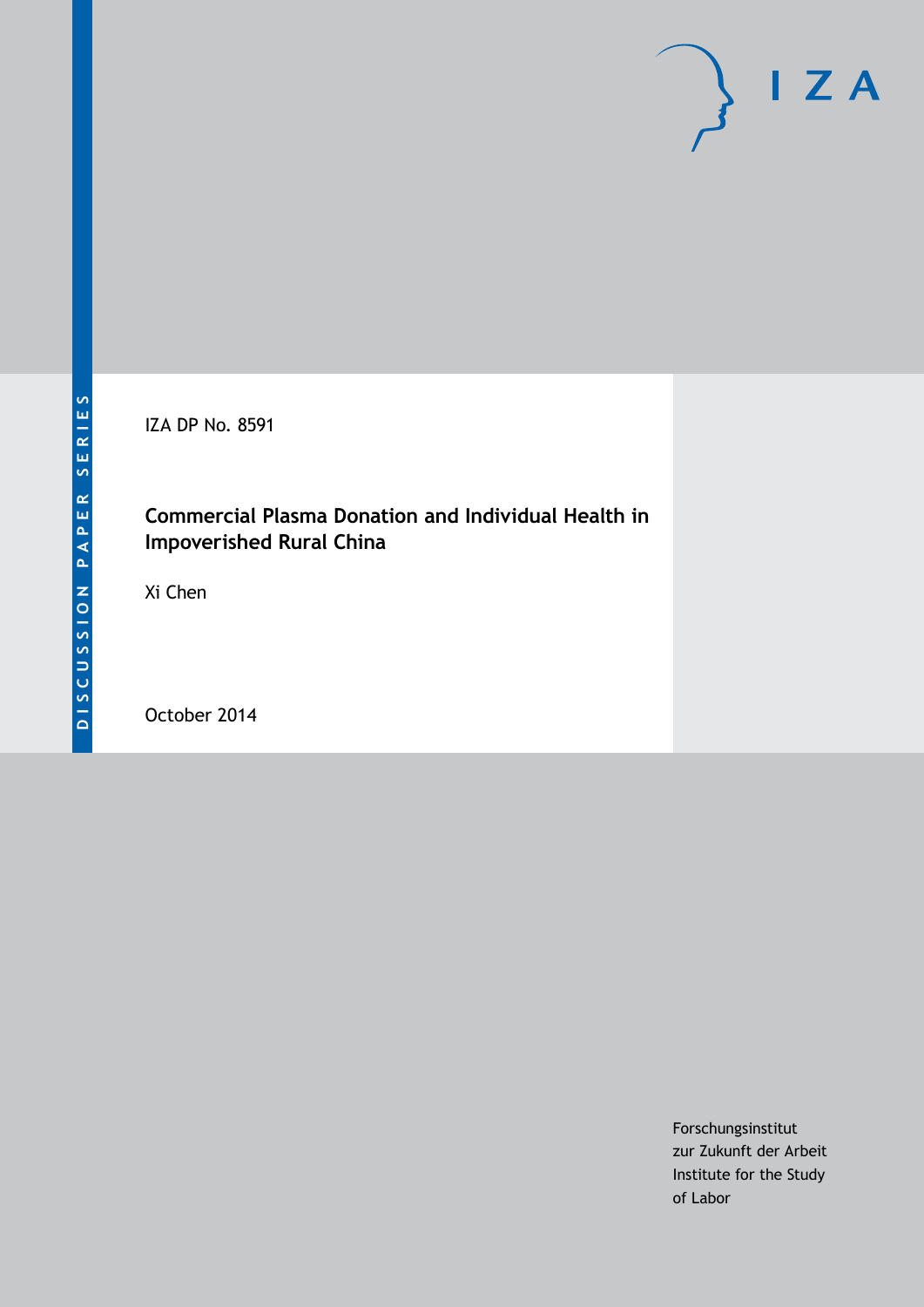DISCUSSION PAPER SERIES

IZA DP No. 8591

# Commercial Plasma Donation and Individual Health in Impoverished Rural China

Xi Chen

October 2014

Forschungsinstitut
zur Zukunft der Arbeit
Institute for the Study
of Labor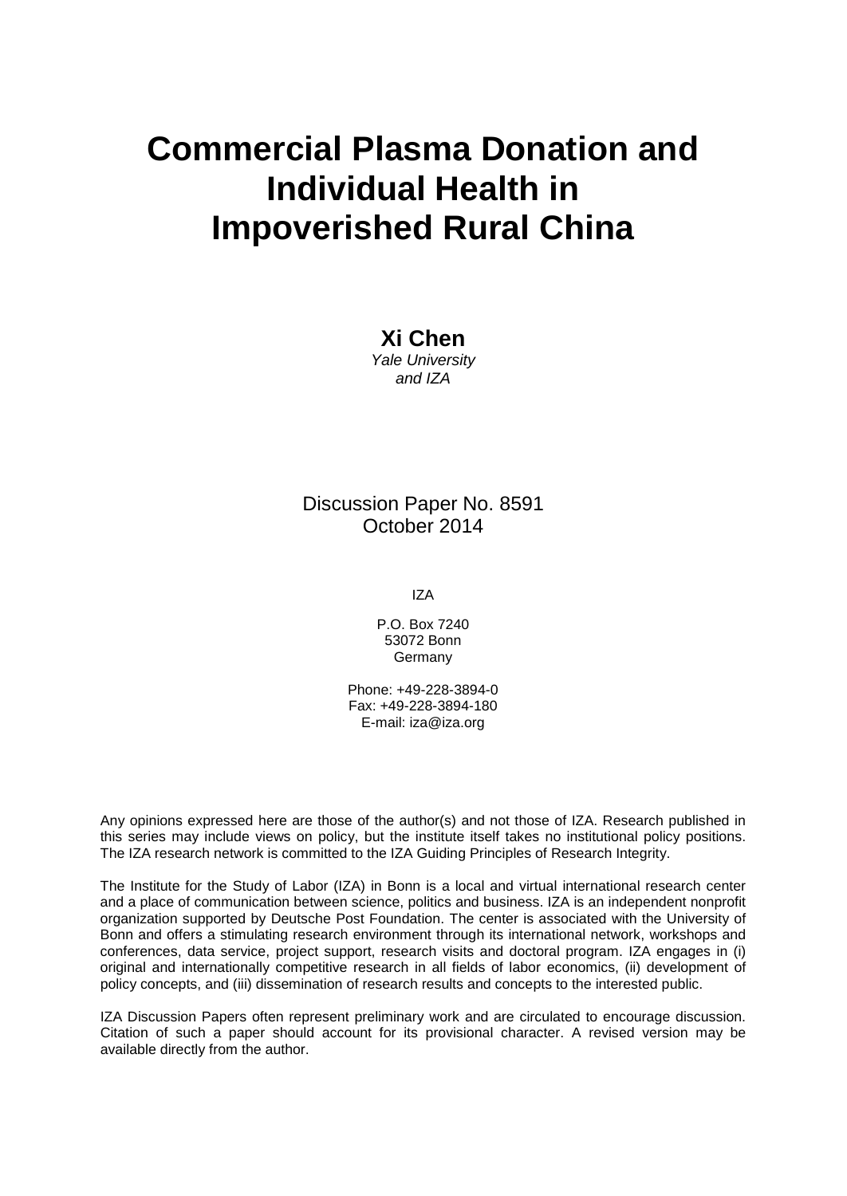# Commercial Plasma Donation and Individual Health in Impoverished Rural China

**Xi Chen**
*Yale University and IZA*

Discussion Paper No. 8591
October 2014

IZA

P.O. Box 7240
53072 Bonn
Germany

Phone: +49-228-3894-0
Fax: +49-228-3894-180
E-mail: iza@iza.org

Any opinions expressed here are those of the author(s) and not those of IZA. Research published in this series may include views on policy, but the institute itself takes no institutional policy positions. The IZA research network is committed to the IZA Guiding Principles of Research Integrity.

The Institute for the Study of Labor (IZA) in Bonn is a local and virtual international research center and a place of communication between science, politics and business. IZA is an independent nonprofit organization supported by Deutsche Post Foundation. The center is associated with the University of Bonn and offers a stimulating research environment through its international network, workshops and conferences, data service, project support, research visits and doctoral program. IZA engages in (i) original and internationally competitive research in all fields of labor economics, (ii) development of policy concepts, and (iii) dissemination of research results and concepts to the interested public.

IZA Discussion Papers often represent preliminary work and are circulated to encourage discussion. Citation of such a paper should account for its provisional character. A revised version may be available directly from the author.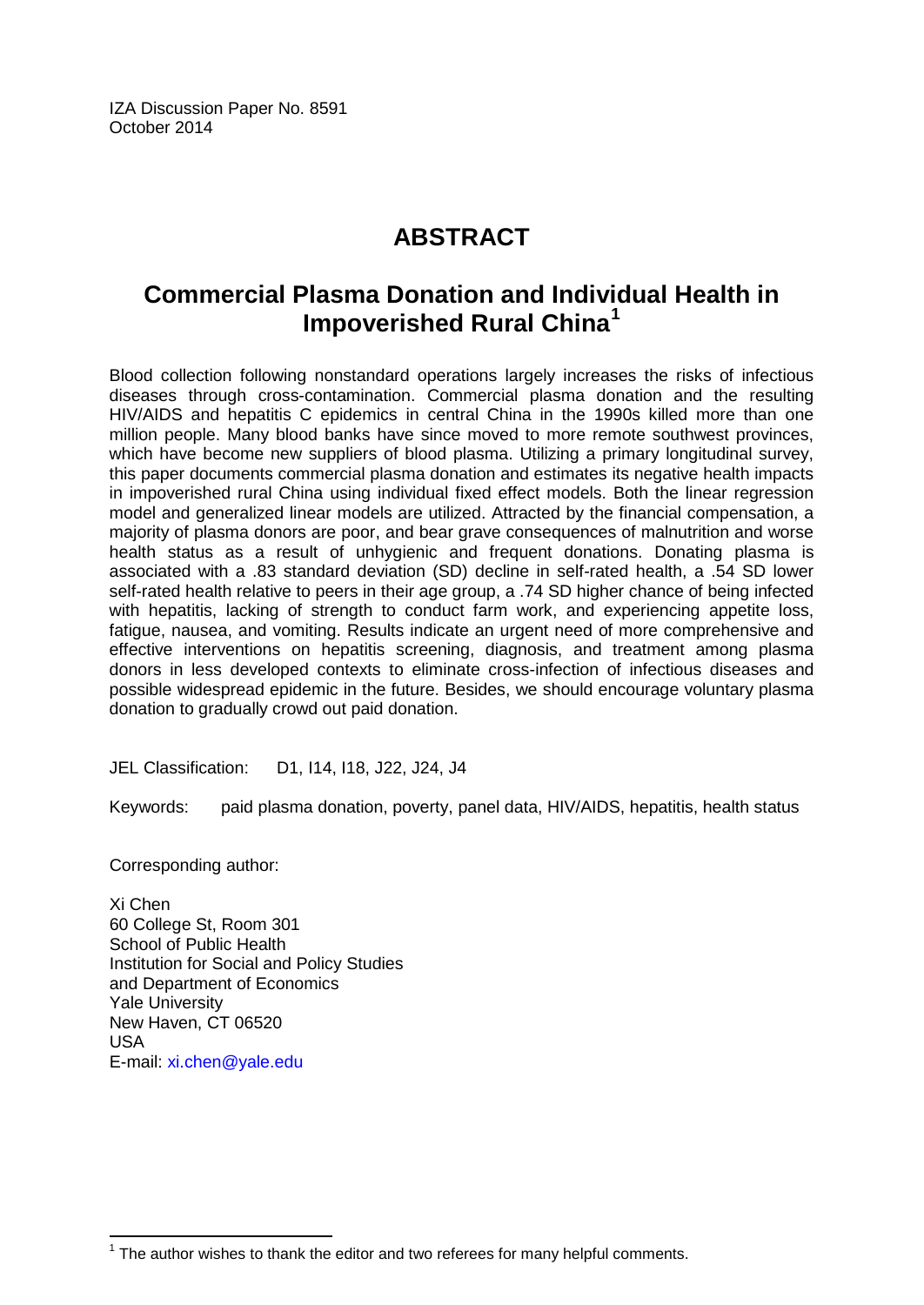IZA Discussion Paper No. 8591
October 2014

# ABSTRACT

## Commercial Plasma Donation and Individual Health in Impoverished Rural China[1]

Blood collection following nonstandard operations largely increases the risks of infectious diseases through cross-contamination. Commercial plasma donation and the resulting HIV/AIDS and hepatitis C epidemics in central China in the 1990s killed more than one million people. Many blood banks have since moved to more remote southwest provinces, which have become new suppliers of blood plasma. Utilizing a primary longitudinal survey, this paper documents commercial plasma donation and estimates its negative health impacts in impoverished rural China using individual fixed effect models. Both the linear regression model and generalized linear models are utilized. Attracted by the financial compensation, a majority of plasma donors are poor, and bear grave consequences of malnutrition and worse health status as a result of unhygienic and frequent donations. Donating plasma is associated with a .83 standard deviation (SD) decline in self-rated health, a .54 SD lower self-rated health relative to peers in their age group, a .74 SD higher chance of being infected with hepatitis, lacking of strength to conduct farm work, and experiencing appetite loss, fatigue, nausea, and vomiting. Results indicate an urgent need of more comprehensive and effective interventions on hepatitis screening, diagnosis, and treatment among plasma donors in less developed contexts to eliminate cross-infection of infectious diseases and possible widespread epidemic in the future. Besides, we should encourage voluntary plasma donation to gradually crowd out paid donation.

JEL Classification: D1, I14, I18, J22, J24, J4

Keywords: paid plasma donation, poverty, panel data, HIV/AIDS, hepatitis, health status

Corresponding author:

Xi Chen
60 College St, Room 301
School of Public Health
Institution for Social and Policy Studies
and Department of Economics
Yale University
New Haven, CT 06520
USA
E-mail: xi.chen@yale.edu

[1] The author wishes to thank the editor and two referees for many helpful comments.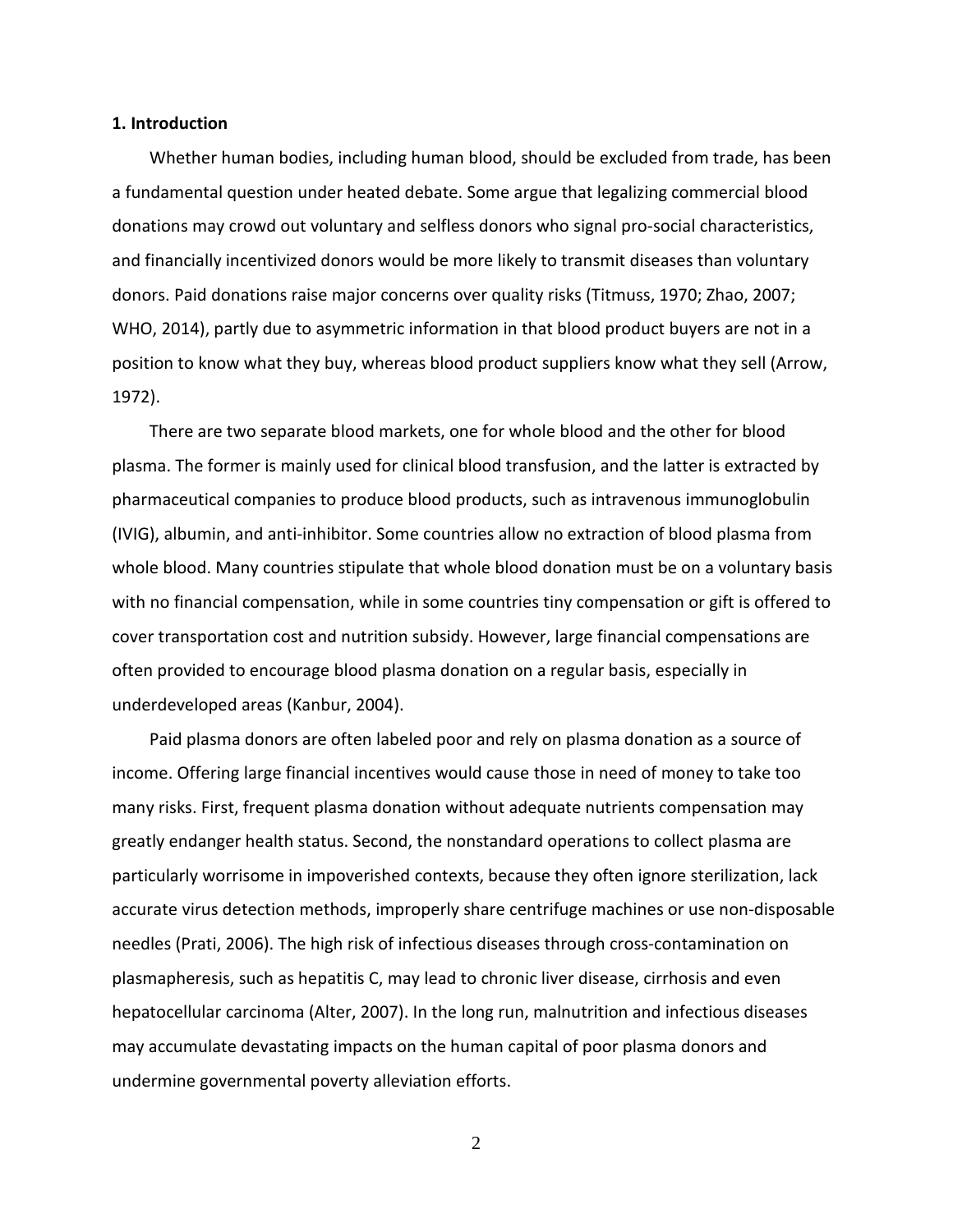### 1. Introduction

Whether human bodies, including human blood, should be excluded from trade, has been a fundamental question under heated debate. Some argue that legalizing commercial blood donations may crowd out voluntary and selfless donors who signal pro-social characteristics, and financially incentivized donors would be more likely to transmit diseases than voluntary donors. Paid donations raise major concerns over quality risks (Titmuss, 1970; Zhao, 2007; WHO, 2014), partly due to asymmetric information in that blood product buyers are not in a position to know what they buy, whereas blood product suppliers know what they sell (Arrow, 1972).

There are two separate blood markets, one for whole blood and the other for blood plasma. The former is mainly used for clinical blood transfusion, and the latter is extracted by pharmaceutical companies to produce blood products, such as intravenous immunoglobulin (IVIG), albumin, and anti-inhibitor. Some countries allow no extraction of blood plasma from whole blood. Many countries stipulate that whole blood donation must be on a voluntary basis with no financial compensation, while in some countries tiny compensation or gift is offered to cover transportation cost and nutrition subsidy. However, large financial compensations are often provided to encourage blood plasma donation on a regular basis, especially in underdeveloped areas (Kanbur, 2004).

Paid plasma donors are often labeled poor and rely on plasma donation as a source of income. Offering large financial incentives would cause those in need of money to take too many risks. First, frequent plasma donation without adequate nutrients compensation may greatly endanger health status. Second, the nonstandard operations to collect plasma are particularly worrisome in impoverished contexts, because they often ignore sterilization, lack accurate virus detection methods, improperly share centrifuge machines or use non-disposable needles (Prati, 2006). The high risk of infectious diseases through cross-contamination on plasmapheresis, such as hepatitis C, may lead to chronic liver disease, cirrhosis and even hepatocellular carcinoma (Alter, 2007). In the long run, malnutrition and infectious diseases may accumulate devastating impacts on the human capital of poor plasma donors and undermine governmental poverty alleviation efforts.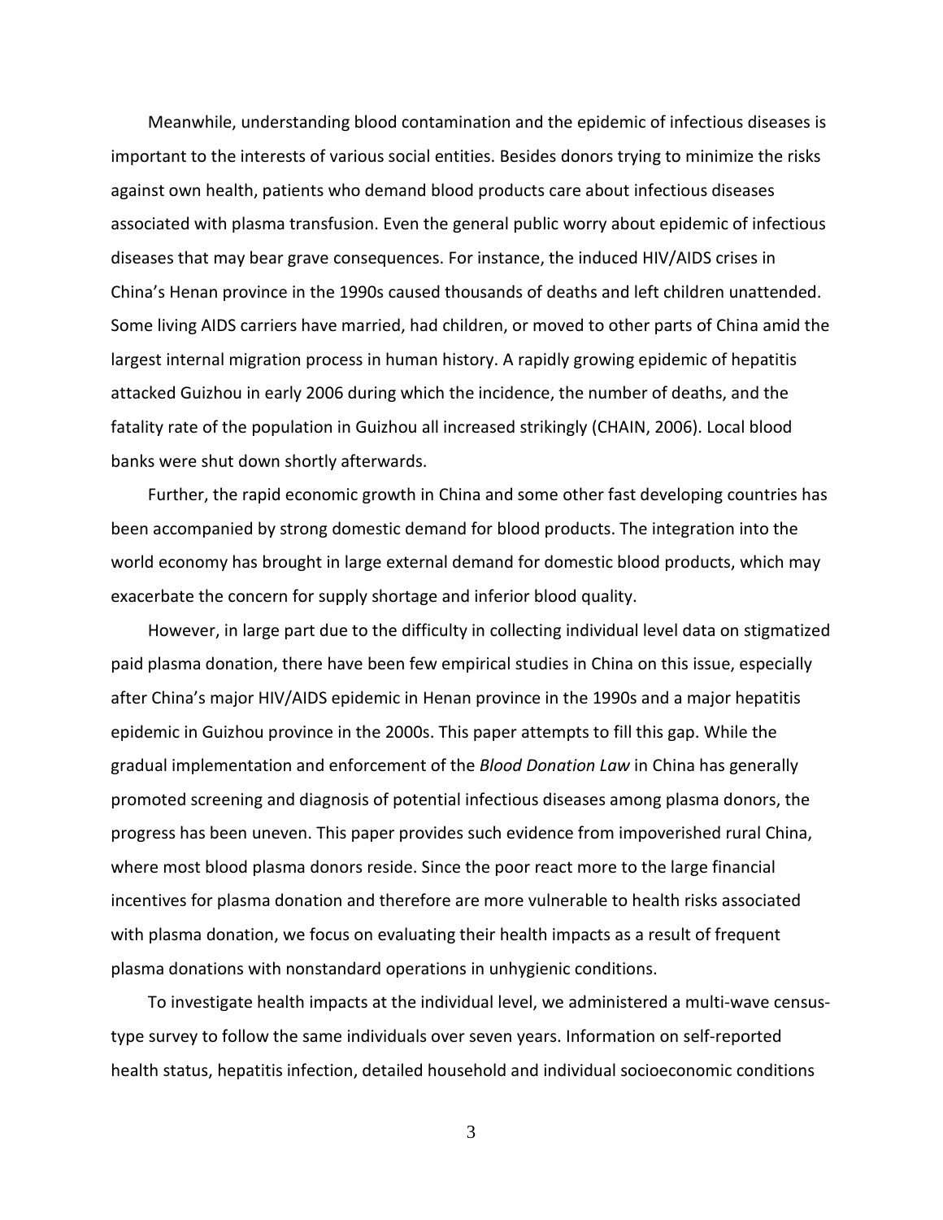Meanwhile, understanding blood contamination and the epidemic of infectious diseases is important to the interests of various social entities. Besides donors trying to minimize the risks against own health, patients who demand blood products care about infectious diseases associated with plasma transfusion. Even the general public worry about epidemic of infectious diseases that may bear grave consequences. For instance, the induced HIV/AIDS crises in China's Henan province in the 1990s caused thousands of deaths and left children unattended. Some living AIDS carriers have married, had children, or moved to other parts of China amid the largest internal migration process in human history. A rapidly growing epidemic of hepatitis attacked Guizhou in early 2006 during which the incidence, the number of deaths, and the fatality rate of the population in Guizhou all increased strikingly (CHAIN, 2006). Local blood banks were shut down shortly afterwards.

Further, the rapid economic growth in China and some other fast developing countries has been accompanied by strong domestic demand for blood products. The integration into the world economy has brought in large external demand for domestic blood products, which may exacerbate the concern for supply shortage and inferior blood quality.

However, in large part due to the difficulty in collecting individual level data on stigmatized paid plasma donation, there have been few empirical studies in China on this issue, especially after China's major HIV/AIDS epidemic in Henan province in the 1990s and a major hepatitis epidemic in Guizhou province in the 2000s. This paper attempts to fill this gap. While the gradual implementation and enforcement of the *Blood Donation Law* in China has generally promoted screening and diagnosis of potential infectious diseases among plasma donors, the progress has been uneven. This paper provides such evidence from impoverished rural China, where most blood plasma donors reside. Since the poor react more to the large financial incentives for plasma donation and therefore are more vulnerable to health risks associated with plasma donation, we focus on evaluating their health impacts as a result of frequent plasma donations with nonstandard operations in unhygienic conditions.

To investigate health impacts at the individual level, we administered a multi-wave census-type survey to follow the same individuals over seven years. Information on self-reported health status, hepatitis infection, detailed household and individual socioeconomic conditions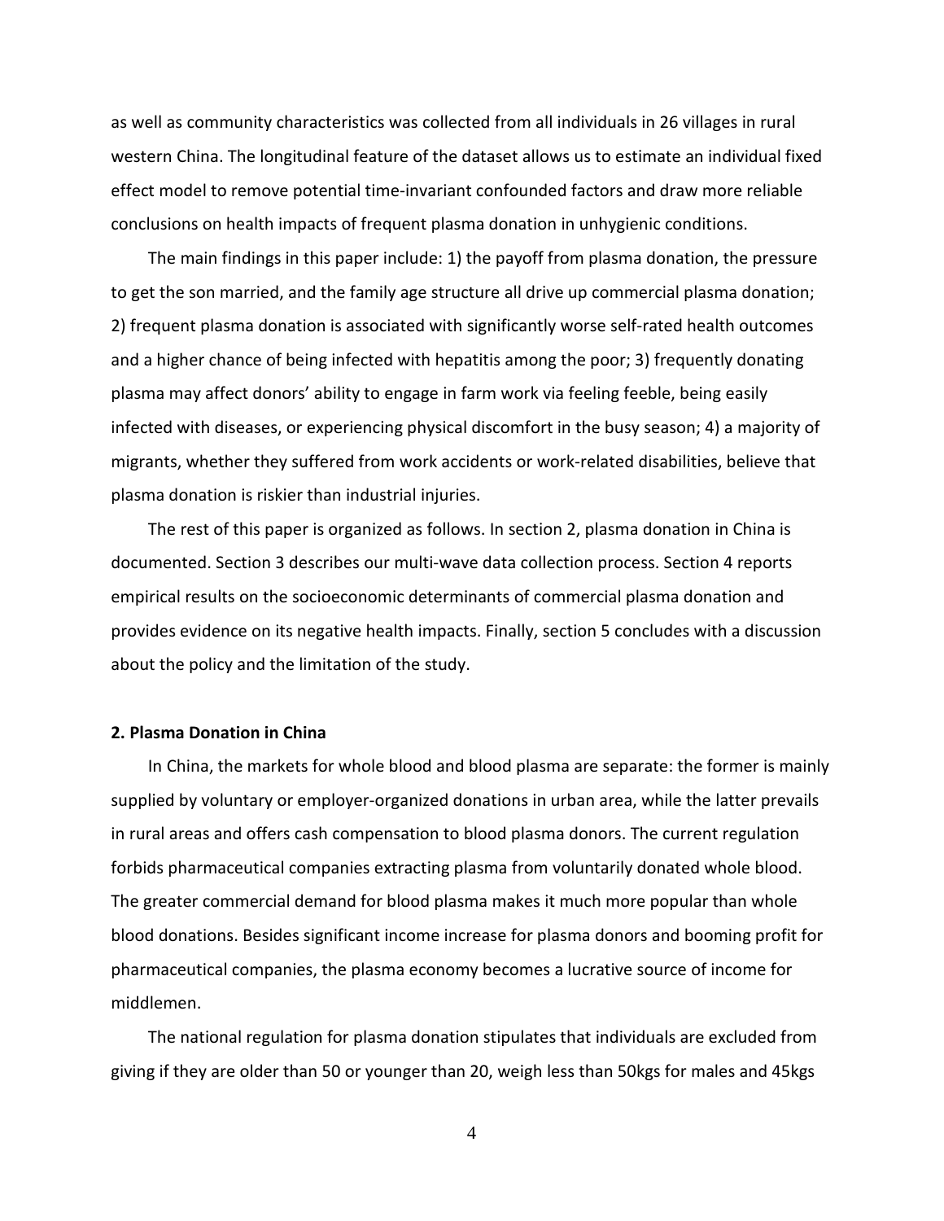as well as community characteristics was collected from all individuals in 26 villages in rural western China. The longitudinal feature of the dataset allows us to estimate an individual fixed effect model to remove potential time-invariant confounded factors and draw more reliable conclusions on health impacts of frequent plasma donation in unhygienic conditions.

The main findings in this paper include: 1) the payoff from plasma donation, the pressure to get the son married, and the family age structure all drive up commercial plasma donation; 2) frequent plasma donation is associated with significantly worse self-rated health outcomes and a higher chance of being infected with hepatitis among the poor; 3) frequently donating plasma may affect donors' ability to engage in farm work via feeling feeble, being easily infected with diseases, or experiencing physical discomfort in the busy season; 4) a majority of migrants, whether they suffered from work accidents or work-related disabilities, believe that plasma donation is riskier than industrial injuries.

The rest of this paper is organized as follows. In section 2, plasma donation in China is documented. Section 3 describes our multi-wave data collection process. Section 4 reports empirical results on the socioeconomic determinants of commercial plasma donation and provides evidence on its negative health impacts. Finally, section 5 concludes with a discussion about the policy and the limitation of the study.

## 2. Plasma Donation in China

In China, the markets for whole blood and blood plasma are separate: the former is mainly supplied by voluntary or employer-organized donations in urban area, while the latter prevails in rural areas and offers cash compensation to blood plasma donors. The current regulation forbids pharmaceutical companies extracting plasma from voluntarily donated whole blood. The greater commercial demand for blood plasma makes it much more popular than whole blood donations. Besides significant income increase for plasma donors and booming profit for pharmaceutical companies, the plasma economy becomes a lucrative source of income for middlemen.

The national regulation for plasma donation stipulates that individuals are excluded from giving if they are older than 50 or younger than 20, weigh less than 50kgs for males and 45kgs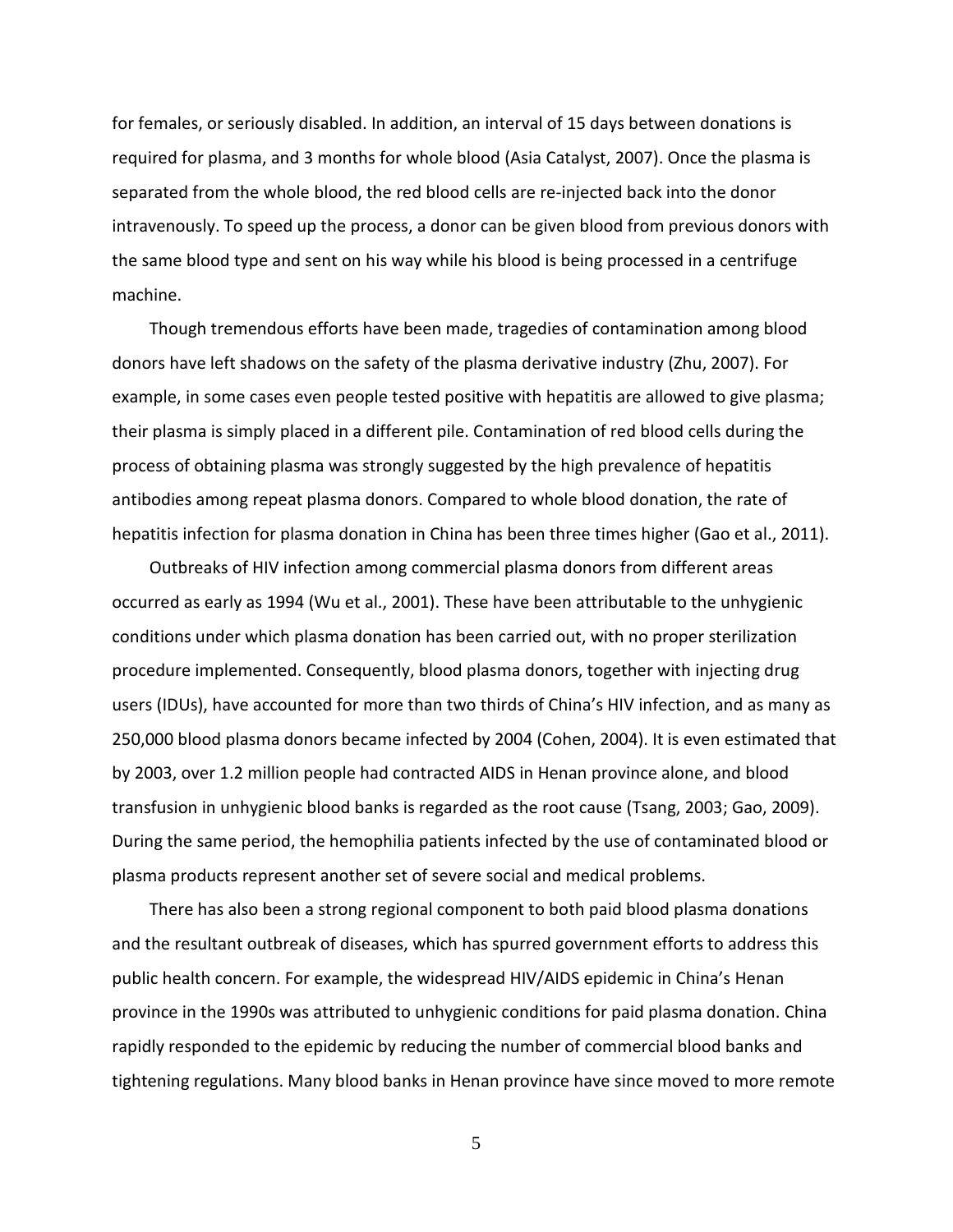for females, or seriously disabled. In addition, an interval of 15 days between donations is required for plasma, and 3 months for whole blood (Asia Catalyst, 2007). Once the plasma is separated from the whole blood, the red blood cells are re-injected back into the donor intravenously. To speed up the process, a donor can be given blood from previous donors with the same blood type and sent on his way while his blood is being processed in a centrifuge machine.

Though tremendous efforts have been made, tragedies of contamination among blood donors have left shadows on the safety of the plasma derivative industry (Zhu, 2007). For example, in some cases even people tested positive with hepatitis are allowed to give plasma; their plasma is simply placed in a different pile. Contamination of red blood cells during the process of obtaining plasma was strongly suggested by the high prevalence of hepatitis antibodies among repeat plasma donors. Compared to whole blood donation, the rate of hepatitis infection for plasma donation in China has been three times higher (Gao et al., 2011).

Outbreaks of HIV infection among commercial plasma donors from different areas occurred as early as 1994 (Wu et al., 2001). These have been attributable to the unhygienic conditions under which plasma donation has been carried out, with no proper sterilization procedure implemented. Consequently, blood plasma donors, together with injecting drug users (IDUs), have accounted for more than two thirds of China's HIV infection, and as many as 250,000 blood plasma donors became infected by 2004 (Cohen, 2004). It is even estimated that by 2003, over 1.2 million people had contracted AIDS in Henan province alone, and blood transfusion in unhygienic blood banks is regarded as the root cause (Tsang, 2003; Gao, 2009). During the same period, the hemophilia patients infected by the use of contaminated blood or plasma products represent another set of severe social and medical problems.

There has also been a strong regional component to both paid blood plasma donations and the resultant outbreak of diseases, which has spurred government efforts to address this public health concern. For example, the widespread HIV/AIDS epidemic in China's Henan province in the 1990s was attributed to unhygienic conditions for paid plasma donation. China rapidly responded to the epidemic by reducing the number of commercial blood banks and tightening regulations. Many blood banks in Henan province have since moved to more remote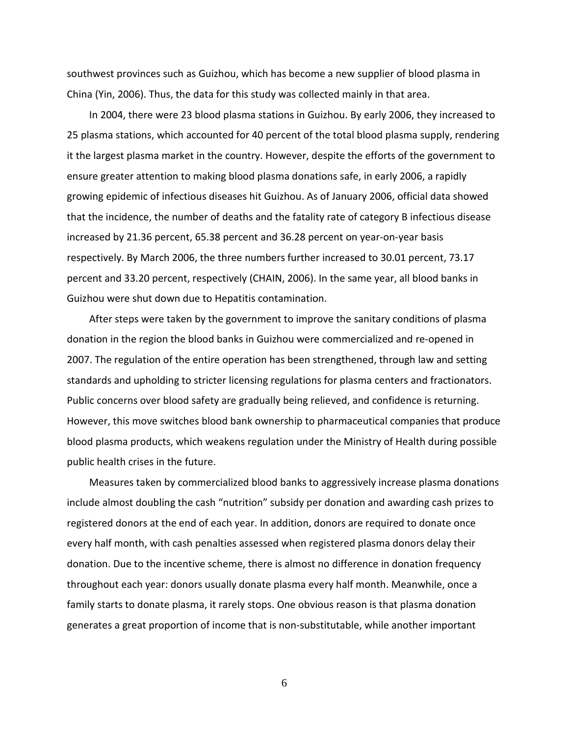southwest provinces such as Guizhou, which has become a new supplier of blood plasma in China (Yin, 2006). Thus, the data for this study was collected mainly in that area.

In 2004, there were 23 blood plasma stations in Guizhou. By early 2006, they increased to 25 plasma stations, which accounted for 40 percent of the total blood plasma supply, rendering it the largest plasma market in the country. However, despite the efforts of the government to ensure greater attention to making blood plasma donations safe, in early 2006, a rapidly growing epidemic of infectious diseases hit Guizhou. As of January 2006, official data showed that the incidence, the number of deaths and the fatality rate of category B infectious disease increased by 21.36 percent, 65.38 percent and 36.28 percent on year-on-year basis respectively. By March 2006, the three numbers further increased to 30.01 percent, 73.17 percent and 33.20 percent, respectively (CHAIN, 2006). In the same year, all blood banks in Guizhou were shut down due to Hepatitis contamination.

After steps were taken by the government to improve the sanitary conditions of plasma donation in the region the blood banks in Guizhou were commercialized and re-opened in 2007. The regulation of the entire operation has been strengthened, through law and setting standards and upholding to stricter licensing regulations for plasma centers and fractionators. Public concerns over blood safety are gradually being relieved, and confidence is returning. However, this move switches blood bank ownership to pharmaceutical companies that produce blood plasma products, which weakens regulation under the Ministry of Health during possible public health crises in the future.

Measures taken by commercialized blood banks to aggressively increase plasma donations include almost doubling the cash "nutrition" subsidy per donation and awarding cash prizes to registered donors at the end of each year. In addition, donors are required to donate once every half month, with cash penalties assessed when registered plasma donors delay their donation. Due to the incentive scheme, there is almost no difference in donation frequency throughout each year: donors usually donate plasma every half month. Meanwhile, once a family starts to donate plasma, it rarely stops. One obvious reason is that plasma donation generates a great proportion of income that is non-substitutable, while another important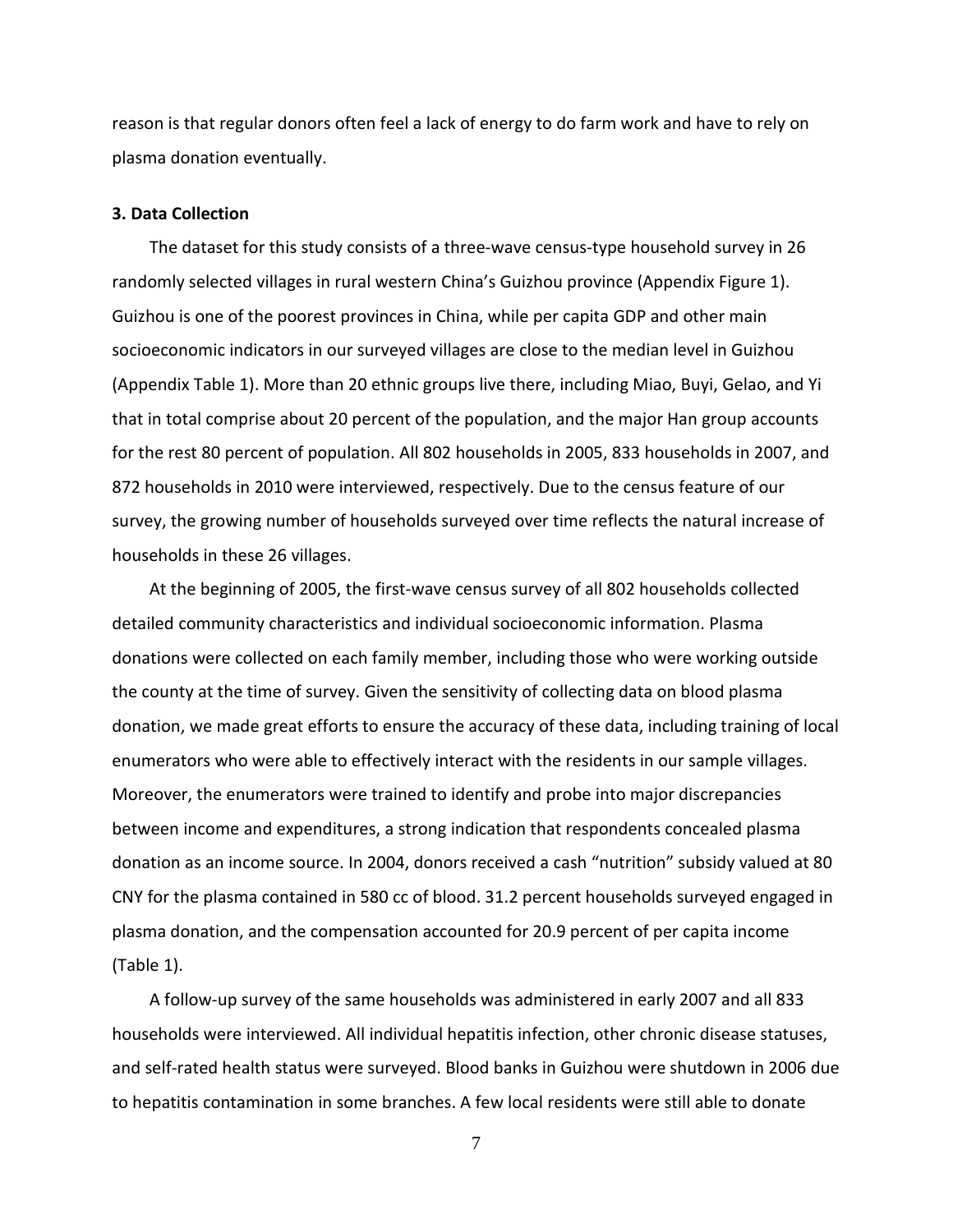reason is that regular donors often feel a lack of energy to do farm work and have to rely on plasma donation eventually.

**3. Data Collection**

The dataset for this study consists of a three-wave census-type household survey in 26 randomly selected villages in rural western China's Guizhou province (Appendix Figure 1). Guizhou is one of the poorest provinces in China, while per capita GDP and other main socioeconomic indicators in our surveyed villages are close to the median level in Guizhou (Appendix Table 1). More than 20 ethnic groups live there, including Miao, Buyi, Gelao, and Yi that in total comprise about 20 percent of the population, and the major Han group accounts for the rest 80 percent of population. All 802 households in 2005, 833 households in 2007, and 872 households in 2010 were interviewed, respectively. Due to the census feature of our survey, the growing number of households surveyed over time reflects the natural increase of households in these 26 villages.

At the beginning of 2005, the first-wave census survey of all 802 households collected detailed community characteristics and individual socioeconomic information. Plasma donations were collected on each family member, including those who were working outside the county at the time of survey. Given the sensitivity of collecting data on blood plasma donation, we made great efforts to ensure the accuracy of these data, including training of local enumerators who were able to effectively interact with the residents in our sample villages. Moreover, the enumerators were trained to identify and probe into major discrepancies between income and expenditures, a strong indication that respondents concealed plasma donation as an income source. In 2004, donors received a cash "nutrition" subsidy valued at 80 CNY for the plasma contained in 580 cc of blood. 31.2 percent households surveyed engaged in plasma donation, and the compensation accounted for 20.9 percent of per capita income (Table 1).

A follow-up survey of the same households was administered in early 2007 and all 833 households were interviewed. All individual hepatitis infection, other chronic disease statuses, and self-rated health status were surveyed. Blood banks in Guizhou were shutdown in 2006 due to hepatitis contamination in some branches. A few local residents were still able to donate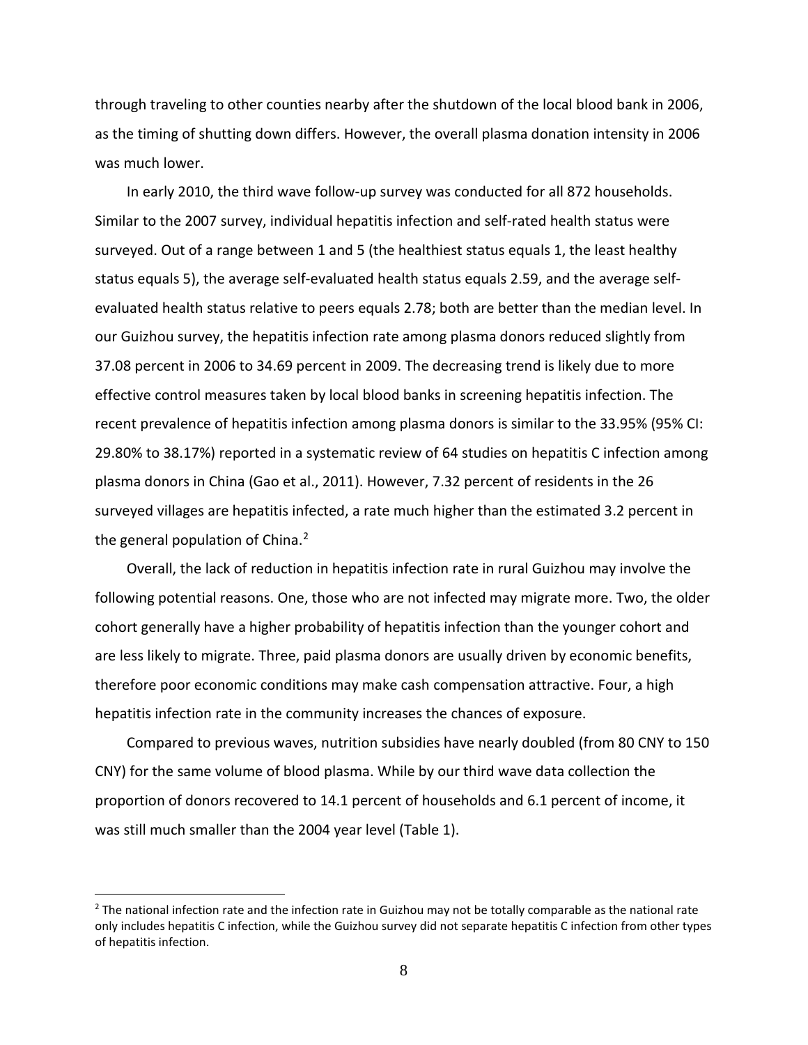through traveling to other counties nearby after the shutdown of the local blood bank in 2006, as the timing of shutting down differs. However, the overall plasma donation intensity in 2006 was much lower.

In early 2010, the third wave follow-up survey was conducted for all 872 households. Similar to the 2007 survey, individual hepatitis infection and self-rated health status were surveyed. Out of a range between 1 and 5 (the healthiest status equals 1, the least healthy status equals 5), the average self-evaluated health status equals 2.59, and the average self-evaluated health status relative to peers equals 2.78; both are better than the median level. In our Guizhou survey, the hepatitis infection rate among plasma donors reduced slightly from 37.08 percent in 2006 to 34.69 percent in 2009. The decreasing trend is likely due to more effective control measures taken by local blood banks in screening hepatitis infection. The recent prevalence of hepatitis infection among plasma donors is similar to the 33.95% (95% CI: 29.80% to 38.17%) reported in a systematic review of 64 studies on hepatitis C infection among plasma donors in China (Gao et al., 2011). However, 7.32 percent of residents in the 26 surveyed villages are hepatitis infected, a rate much higher than the estimated 3.2 percent in the general population of China.[2]

Overall, the lack of reduction in hepatitis infection rate in rural Guizhou may involve the following potential reasons. One, those who are not infected may migrate more. Two, the older cohort generally have a higher probability of hepatitis infection than the younger cohort and are less likely to migrate. Three, paid plasma donors are usually driven by economic benefits, therefore poor economic conditions may make cash compensation attractive. Four, a high hepatitis infection rate in the community increases the chances of exposure.

Compared to previous waves, nutrition subsidies have nearly doubled (from 80 CNY to 150 CNY) for the same volume of blood plasma. While by our third wave data collection the proportion of donors recovered to 14.1 percent of households and 6.1 percent of income, it was still much smaller than the 2004 year level (Table 1).

[2] The national infection rate and the infection rate in Guizhou may not be totally comparable as the national rate only includes hepatitis C infection, while the Guizhou survey did not separate hepatitis C infection from other types of hepatitis infection.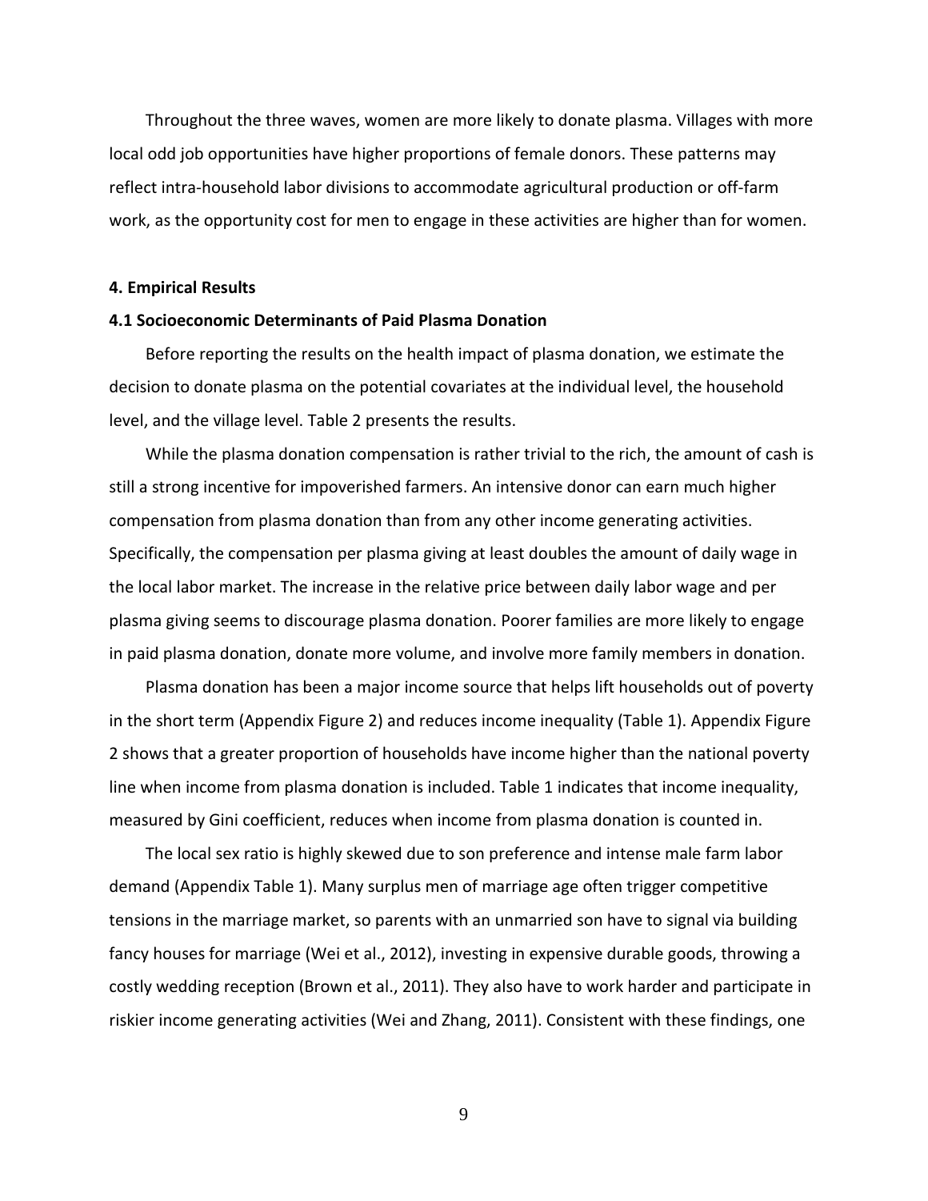Throughout the three waves, women are more likely to donate plasma. Villages with more local odd job opportunities have higher proportions of female donors. These patterns may reflect intra-household labor divisions to accommodate agricultural production or off-farm work, as the opportunity cost for men to engage in these activities are higher than for women.

## 4. Empirical Results

### 4.1 Socioeconomic Determinants of Paid Plasma Donation

Before reporting the results on the health impact of plasma donation, we estimate the decision to donate plasma on the potential covariates at the individual level, the household level, and the village level. Table 2 presents the results.

While the plasma donation compensation is rather trivial to the rich, the amount of cash is still a strong incentive for impoverished farmers. An intensive donor can earn much higher compensation from plasma donation than from any other income generating activities. Specifically, the compensation per plasma giving at least doubles the amount of daily wage in the local labor market. The increase in the relative price between daily labor wage and per plasma giving seems to discourage plasma donation. Poorer families are more likely to engage in paid plasma donation, donate more volume, and involve more family members in donation.

Plasma donation has been a major income source that helps lift households out of poverty in the short term (Appendix Figure 2) and reduces income inequality (Table 1). Appendix Figure 2 shows that a greater proportion of households have income higher than the national poverty line when income from plasma donation is included. Table 1 indicates that income inequality, measured by Gini coefficient, reduces when income from plasma donation is counted in.

The local sex ratio is highly skewed due to son preference and intense male farm labor demand (Appendix Table 1). Many surplus men of marriage age often trigger competitive tensions in the marriage market, so parents with an unmarried son have to signal via building fancy houses for marriage (Wei et al., 2012), investing in expensive durable goods, throwing a costly wedding reception (Brown et al., 2011). They also have to work harder and participate in riskier income generating activities (Wei and Zhang, 2011). Consistent with these findings, one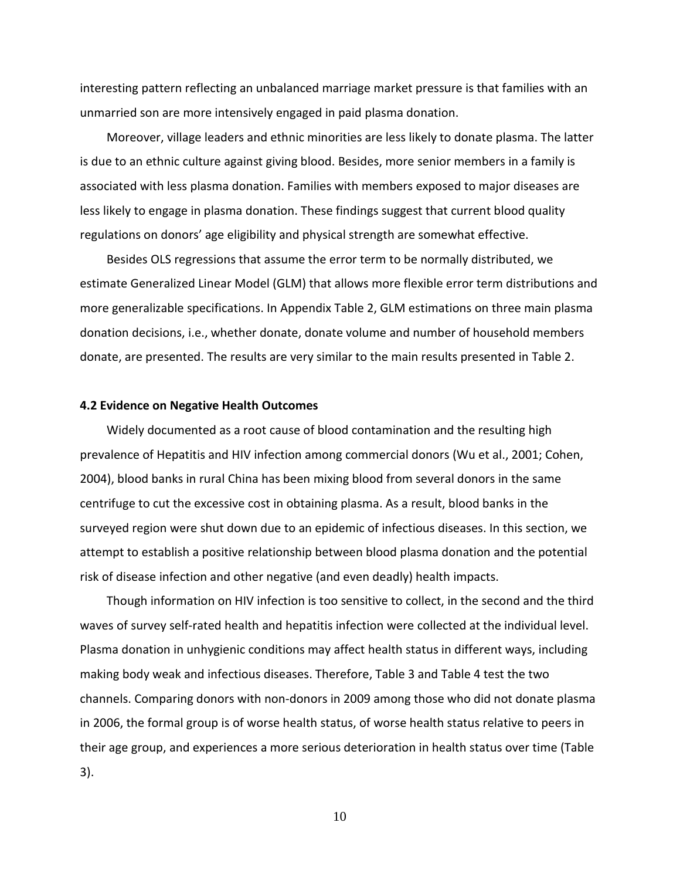interesting pattern reflecting an unbalanced marriage market pressure is that families with an unmarried son are more intensively engaged in paid plasma donation.

Moreover, village leaders and ethnic minorities are less likely to donate plasma. The latter is due to an ethnic culture against giving blood. Besides, more senior members in a family is associated with less plasma donation. Families with members exposed to major diseases are less likely to engage in plasma donation. These findings suggest that current blood quality regulations on donors' age eligibility and physical strength are somewhat effective.

Besides OLS regressions that assume the error term to be normally distributed, we estimate Generalized Linear Model (GLM) that allows more flexible error term distributions and more generalizable specifications. In Appendix Table 2, GLM estimations on three main plasma donation decisions, i.e., whether donate, donate volume and number of household members donate, are presented. The results are very similar to the main results presented in Table 2.

#### 4.2 Evidence on Negative Health Outcomes

Widely documented as a root cause of blood contamination and the resulting high prevalence of Hepatitis and HIV infection among commercial donors (Wu et al., 2001; Cohen, 2004), blood banks in rural China has been mixing blood from several donors in the same centrifuge to cut the excessive cost in obtaining plasma. As a result, blood banks in the surveyed region were shut down due to an epidemic of infectious diseases. In this section, we attempt to establish a positive relationship between blood plasma donation and the potential risk of disease infection and other negative (and even deadly) health impacts.

Though information on HIV infection is too sensitive to collect, in the second and the third waves of survey self-rated health and hepatitis infection were collected at the individual level. Plasma donation in unhygienic conditions may affect health status in different ways, including making body weak and infectious diseases. Therefore, Table 3 and Table 4 test the two channels. Comparing donors with non-donors in 2009 among those who did not donate plasma in 2006, the formal group is of worse health status, of worse health status relative to peers in their age group, and experiences a more serious deterioration in health status over time (Table 3).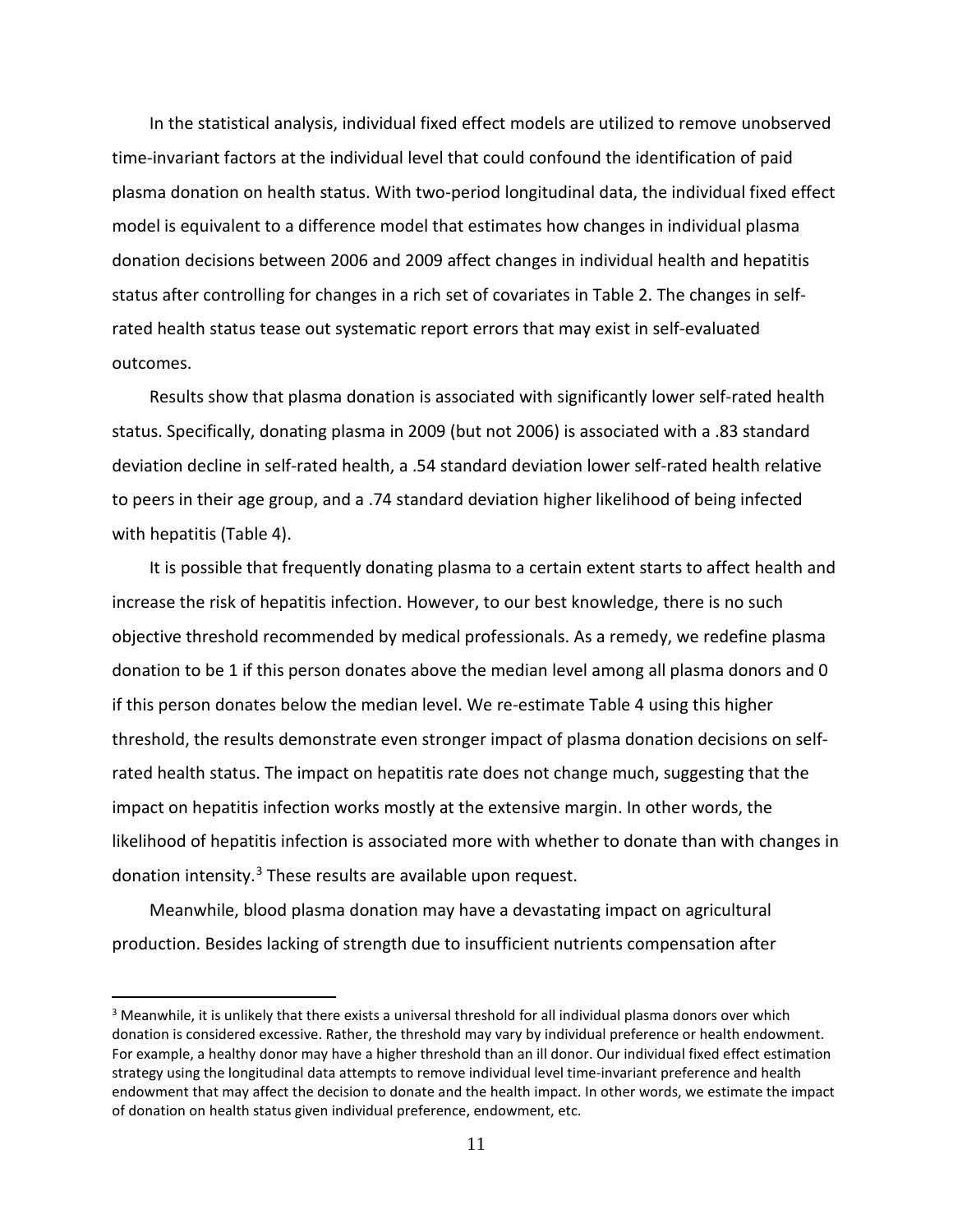In the statistical analysis, individual fixed effect models are utilized to remove unobserved time-invariant factors at the individual level that could confound the identification of paid plasma donation on health status. With two-period longitudinal data, the individual fixed effect model is equivalent to a difference model that estimates how changes in individual plasma donation decisions between 2006 and 2009 affect changes in individual health and hepatitis status after controlling for changes in a rich set of covariates in Table 2. The changes in self-rated health status tease out systematic report errors that may exist in self-evaluated outcomes.

Results show that plasma donation is associated with significantly lower self-rated health status. Specifically, donating plasma in 2009 (but not 2006) is associated with a .83 standard deviation decline in self-rated health, a .54 standard deviation lower self-rated health relative to peers in their age group, and a .74 standard deviation higher likelihood of being infected with hepatitis (Table 4).

It is possible that frequently donating plasma to a certain extent starts to affect health and increase the risk of hepatitis infection. However, to our best knowledge, there is no such objective threshold recommended by medical professionals. As a remedy, we redefine plasma donation to be 1 if this person donates above the median level among all plasma donors and 0 if this person donates below the median level. We re-estimate Table 4 using this higher threshold, the results demonstrate even stronger impact of plasma donation decisions on self-rated health status. The impact on hepatitis rate does not change much, suggesting that the impact on hepatitis infection works mostly at the extensive margin. In other words, the likelihood of hepatitis infection is associated more with whether to donate than with changes in donation intensity.[3] These results are available upon request.

Meanwhile, blood plasma donation may have a devastating impact on agricultural production. Besides lacking of strength due to insufficient nutrients compensation after

---

[3] Meanwhile, it is unlikely that there exists a universal threshold for all individual plasma donors over which donation is considered excessive. Rather, the threshold may vary by individual preference or health endowment. For example, a healthy donor may have a higher threshold than an ill donor. Our individual fixed effect estimation strategy using the longitudinal data attempts to remove individual level time-invariant preference and health endowment that may affect the decision to donate and the health impact. In other words, we estimate the impact of donation on health status given individual preference, endowment, etc.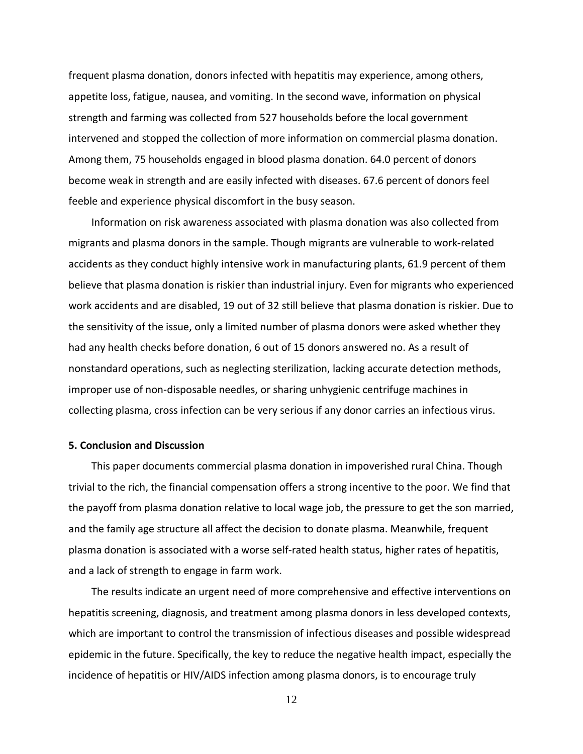frequent plasma donation, donors infected with hepatitis may experience, among others, appetite loss, fatigue, nausea, and vomiting. In the second wave, information on physical strength and farming was collected from 527 households before the local government intervened and stopped the collection of more information on commercial plasma donation. Among them, 75 households engaged in blood plasma donation. 64.0 percent of donors become weak in strength and are easily infected with diseases. 67.6 percent of donors feel feeble and experience physical discomfort in the busy season.

Information on risk awareness associated with plasma donation was also collected from migrants and plasma donors in the sample. Though migrants are vulnerable to work-related accidents as they conduct highly intensive work in manufacturing plants, 61.9 percent of them believe that plasma donation is riskier than industrial injury. Even for migrants who experienced work accidents and are disabled, 19 out of 32 still believe that plasma donation is riskier. Due to the sensitivity of the issue, only a limited number of plasma donors were asked whether they had any health checks before donation, 6 out of 15 donors answered no. As a result of nonstandard operations, such as neglecting sterilization, lacking accurate detection methods, improper use of non-disposable needles, or sharing unhygienic centrifuge machines in collecting plasma, cross infection can be very serious if any donor carries an infectious virus.

## 5. Conclusion and Discussion

This paper documents commercial plasma donation in impoverished rural China. Though trivial to the rich, the financial compensation offers a strong incentive to the poor. We find that the payoff from plasma donation relative to local wage job, the pressure to get the son married, and the family age structure all affect the decision to donate plasma. Meanwhile, frequent plasma donation is associated with a worse self-rated health status, higher rates of hepatitis, and a lack of strength to engage in farm work.

The results indicate an urgent need of more comprehensive and effective interventions on hepatitis screening, diagnosis, and treatment among plasma donors in less developed contexts, which are important to control the transmission of infectious diseases and possible widespread epidemic in the future. Specifically, the key to reduce the negative health impact, especially the incidence of hepatitis or HIV/AIDS infection among plasma donors, is to encourage truly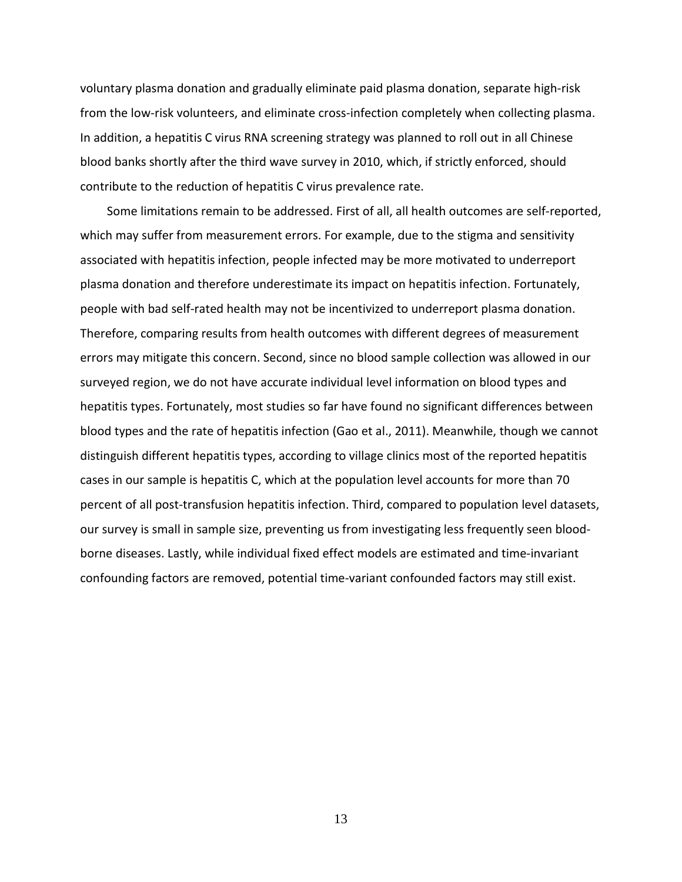voluntary plasma donation and gradually eliminate paid plasma donation, separate high-risk from the low-risk volunteers, and eliminate cross-infection completely when collecting plasma. In addition, a hepatitis C virus RNA screening strategy was planned to roll out in all Chinese blood banks shortly after the third wave survey in 2010, which, if strictly enforced, should contribute to the reduction of hepatitis C virus prevalence rate.

Some limitations remain to be addressed. First of all, all health outcomes are self-reported, which may suffer from measurement errors. For example, due to the stigma and sensitivity associated with hepatitis infection, people infected may be more motivated to underreport plasma donation and therefore underestimate its impact on hepatitis infection. Fortunately, people with bad self-rated health may not be incentivized to underreport plasma donation. Therefore, comparing results from health outcomes with different degrees of measurement errors may mitigate this concern. Second, since no blood sample collection was allowed in our surveyed region, we do not have accurate individual level information on blood types and hepatitis types. Fortunately, most studies so far have found no significant differences between blood types and the rate of hepatitis infection (Gao et al., 2011). Meanwhile, though we cannot distinguish different hepatitis types, according to village clinics most of the reported hepatitis cases in our sample is hepatitis C, which at the population level accounts for more than 70 percent of all post-transfusion hepatitis infection. Third, compared to population level datasets, our survey is small in sample size, preventing us from investigating less frequently seen blood-borne diseases. Lastly, while individual fixed effect models are estimated and time-invariant confounding factors are removed, potential time-variant confounded factors may still exist.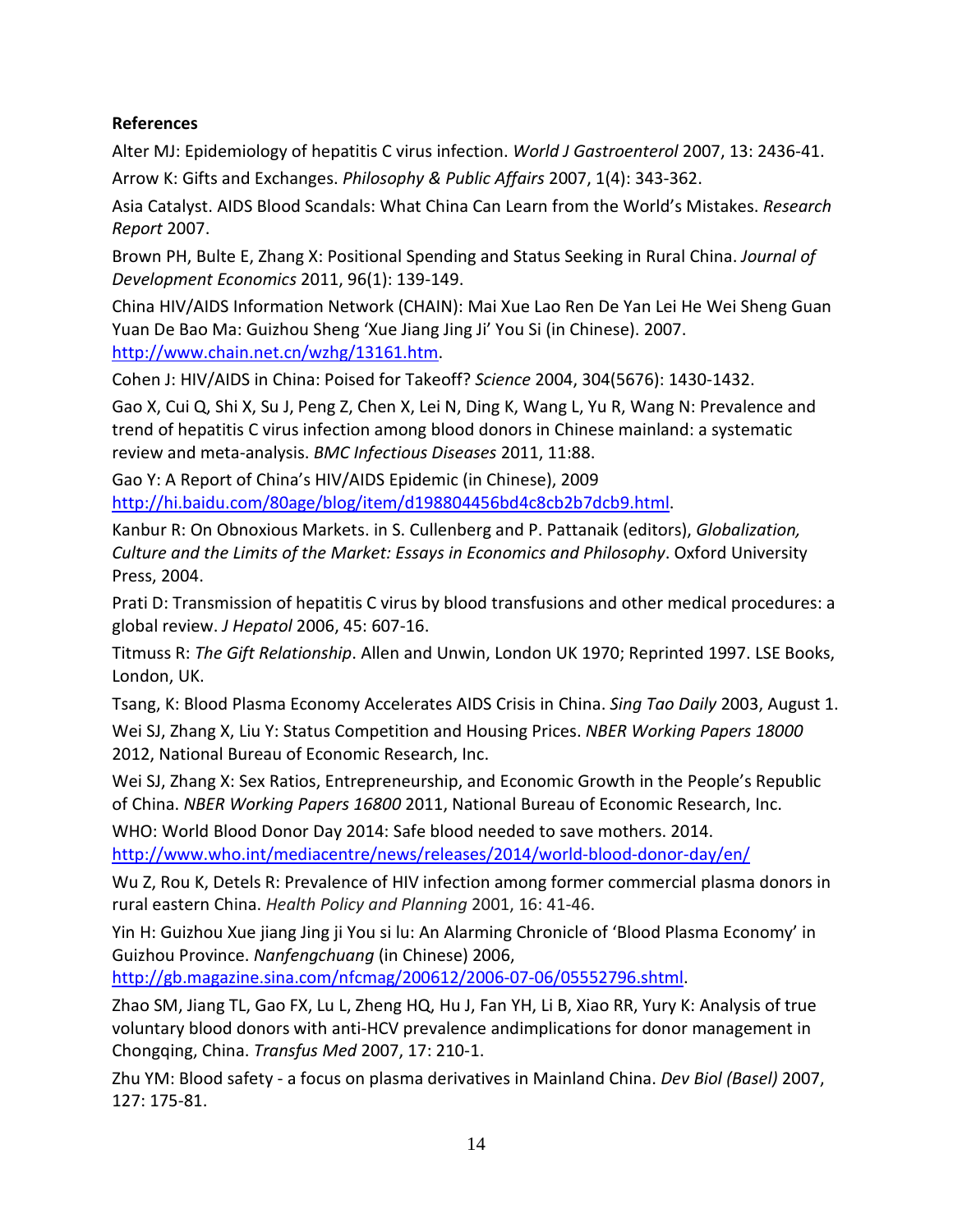**References**

Alter MJ: Epidemiology of hepatitis C virus infection. *World J Gastroenterol* 2007, 13: 2436-41.

Arrow K: Gifts and Exchanges. *Philosophy & Public Affairs* 2007, 1(4): 343-362.

Asia Catalyst. AIDS Blood Scandals: What China Can Learn from the World's Mistakes. *Research Report* 2007.

Brown PH, Bulte E, Zhang X: Positional Spending and Status Seeking in Rural China. *Journal of Development Economics* 2011, 96(1): 139-149.

China HIV/AIDS Information Network (CHAIN): Mai Xue Lao Ren De Yan Lei He Wei Sheng Guan Yuan De Bao Ma: Guizhou Sheng 'Xue Jiang Jing Ji' You Si (in Chinese). 2007. http://www.chain.net.cn/wzhg/13161.htm.

Cohen J: HIV/AIDS in China: Poised for Takeoff? *Science* 2004, 304(5676): 1430-1432.

Gao X, Cui Q, Shi X, Su J, Peng Z, Chen X, Lei N, Ding K, Wang L, Yu R, Wang N: Prevalence and trend of hepatitis C virus infection among blood donors in Chinese mainland: a systematic review and meta-analysis. *BMC Infectious Diseases* 2011, 11:88.

Gao Y: A Report of China's HIV/AIDS Epidemic (in Chinese), 2009 http://hi.baidu.com/80age/blog/item/d198804456bd4c8cb2b7dcb9.html.

Kanbur R: On Obnoxious Markets. in S. Cullenberg and P. Pattanaik (editors), *Globalization, Culture and the Limits of the Market: Essays in Economics and Philosophy*. Oxford University Press, 2004.

Prati D: Transmission of hepatitis C virus by blood transfusions and other medical procedures: a global review. *J Hepatol* 2006, 45: 607-16.

Titmuss R: *The Gift Relationship*. Allen and Unwin, London UK 1970; Reprinted 1997. LSE Books, London, UK.

Tsang, K: Blood Plasma Economy Accelerates AIDS Crisis in China. *Sing Tao Daily* 2003, August 1.

Wei SJ, Zhang X, Liu Y: Status Competition and Housing Prices. *NBER Working Papers 18000* 2012, National Bureau of Economic Research, Inc.

Wei SJ, Zhang X: Sex Ratios, Entrepreneurship, and Economic Growth in the People's Republic of China. *NBER Working Papers 16800* 2011, National Bureau of Economic Research, Inc.

WHO: World Blood Donor Day 2014: Safe blood needed to save mothers. 2014. http://www.who.int/mediacentre/news/releases/2014/world-blood-donor-day/en/

Wu Z, Rou K, Detels R: Prevalence of HIV infection among former commercial plasma donors in rural eastern China. *Health Policy and Planning* 2001, 16: 41-46.

Yin H: Guizhou Xue jiang Jing ji You si lu: An Alarming Chronicle of 'Blood Plasma Economy' in Guizhou Province. *Nanfengchuang* (in Chinese) 2006, http://gb.magazine.sina.com/nfcmag/200612/2006-07-06/05552796.shtml.

Zhao SM, Jiang TL, Gao FX, Lu L, Zheng HQ, Hu J, Fan YH, Li B, Xiao RR, Yury K: Analysis of true voluntary blood donors with anti-HCV prevalence andimplications for donor management in Chongqing, China. *Transfus Med* 2007, 17: 210-1.

Zhu YM: Blood safety - a focus on plasma derivatives in Mainland China. *Dev Biol (Basel)* 2007, 127: 175-81.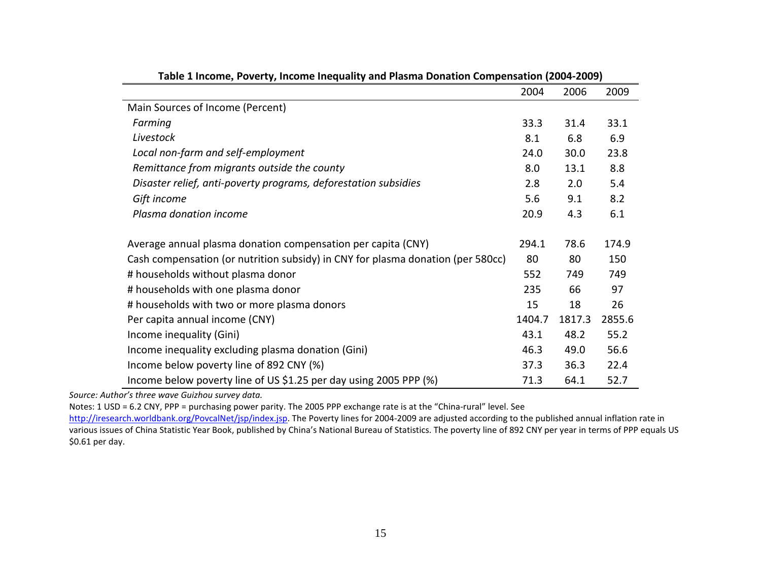**Table 1 Income, Poverty, Income Inequality and Plasma Donation Compensation (2004-2009)**

| | 2004 | 2006 | 2009 |
|---|---|---|---|
| Main Sources of Income (Percent) | | | |
| *Farming* | 33.3 | 31.4 | 33.1 |
| *Livestock* | 8.1 | 6.8 | 6.9 |
| *Local non-farm and self-employment* | 24.0 | 30.0 | 23.8 |
| *Remittance from migrants outside the county* | 8.0 | 13.1 | 8.8 |
| *Disaster relief, anti-poverty programs, deforestation subsidies* | 2.8 | 2.0 | 5.4 |
| *Gift income* | 5.6 | 9.1 | 8.2 |
| *Plasma donation income* | 20.9 | 4.3 | 6.1 |
| | | | |
| Average annual plasma donation compensation per capita (CNY) | 294.1 | 78.6 | 174.9 |
| Cash compensation (or nutrition subsidy) in CNY for plasma donation (per 580cc) | 80 | 80 | 150 |
| # households without plasma donor | 552 | 749 | 749 |
| # households with one plasma donor | 235 | 66 | 97 |
| # households with two or more plasma donors | 15 | 18 | 26 |
| Per capita annual income (CNY) | 1404.7 | 1817.3 | 2855.6 |
| Income inequality (Gini) | 43.1 | 48.2 | 55.2 |
| Income inequality excluding plasma donation (Gini) | 46.3 | 49.0 | 56.6 |
| Income below poverty line of 892 CNY (%) | 37.3 | 36.3 | 22.4 |
| Income below poverty line of US $1.25 per day using 2005 PPP (%) | 71.3 | 64.1 | 52.7 |

*Source: Author's three wave Guizhou survey data.*

Notes: 1 USD = 6.2 CNY, PPP = purchasing power parity. The 2005 PPP exchange rate is at the "China-rural" level. See http://iresearch.worldbank.org/PovcalNet/jsp/index.jsp. The Poverty lines for 2004-2009 are adjusted according to the published annual inflation rate in various issues of China Statistic Year Book, published by China's National Bureau of Statistics. The poverty line of 892 CNY per year in terms of PPP equals US $0.61 per day.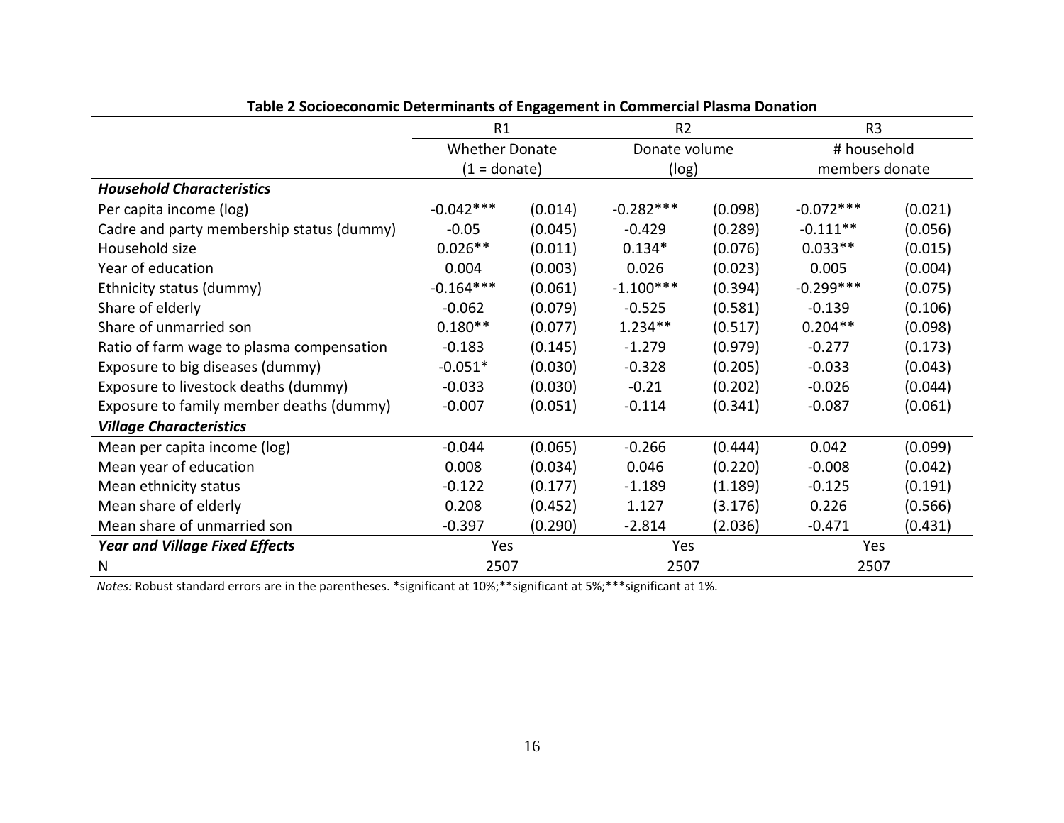**Table 2 Socioeconomic Determinants of Engagement in Commercial Plasma Donation**

| | R1 | | R2 | | R3 | |
|---|---|---|---|---|---|---|
| | Whether Donate (1 = donate) | | Donate volume (log) | | # household members donate | |
| ***Household Characteristics*** | | | | | | |
| Per capita income (log) | -0.042*** | (0.014) | -0.282*** | (0.098) | -0.072*** | (0.021) |
| Cadre and party membership status (dummy) | -0.05 | (0.045) | -0.429 | (0.289) | -0.111** | (0.056) |
| Household size | 0.026** | (0.011) | 0.134* | (0.076) | 0.033** | (0.015) |
| Year of education | 0.004 | (0.003) | 0.026 | (0.023) | 0.005 | (0.004) |
| Ethnicity status (dummy) | -0.164*** | (0.061) | -1.100*** | (0.394) | -0.299*** | (0.075) |
| Share of elderly | -0.062 | (0.079) | -0.525 | (0.581) | -0.139 | (0.106) |
| Share of unmarried son | 0.180** | (0.077) | 1.234** | (0.517) | 0.204** | (0.098) |
| Ratio of farm wage to plasma compensation | -0.183 | (0.145) | -1.279 | (0.979) | -0.277 | (0.173) |
| Exposure to big diseases (dummy) | -0.051* | (0.030) | -0.328 | (0.205) | -0.033 | (0.043) |
| Exposure to livestock deaths (dummy) | -0.033 | (0.030) | -0.21 | (0.202) | -0.026 | (0.044) |
| Exposure to family member deaths (dummy) | -0.007 | (0.051) | -0.114 | (0.341) | -0.087 | (0.061) |
| ***Village Characteristics*** | | | | | | |
| Mean per capita income (log) | -0.044 | (0.065) | -0.266 | (0.444) | 0.042 | (0.099) |
| Mean year of education | 0.008 | (0.034) | 0.046 | (0.220) | -0.008 | (0.042) |
| Mean ethnicity status | -0.122 | (0.177) | -1.189 | (1.189) | -0.125 | (0.191) |
| Mean share of elderly | 0.208 | (0.452) | 1.127 | (3.176) | 0.226 | (0.566) |
| Mean share of unmarried son | -0.397 | (0.290) | -2.814 | (2.036) | -0.471 | (0.431) |
| ***Year and Village Fixed Effects*** | Yes | | Yes | | Yes | |
| N | 2507 | | 2507 | | 2507 | |

*Notes:* Robust standard errors are in the parentheses. *significant at 10%;**significant at 5%;***significant at 1%.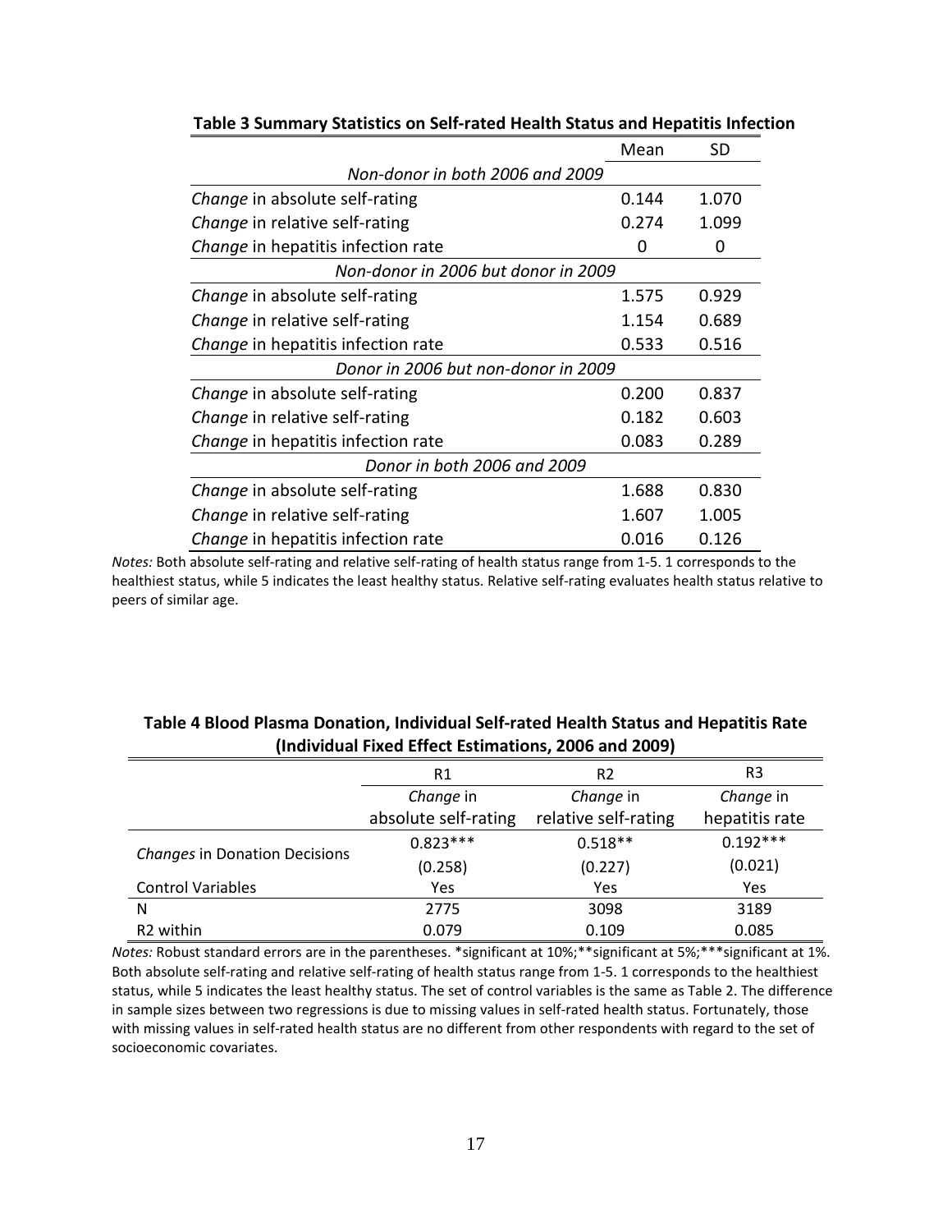**Table 3 Summary Statistics on Self-rated Health Status and Hepatitis Infection**

| | Mean | SD |
|---|---|---|
| *Non-donor in both 2006 and 2009* | | |
| *Change* in absolute self-rating | 0.144 | 1.070 |
| *Change* in relative self-rating | 0.274 | 1.099 |
| *Change* in hepatitis infection rate | 0 | 0 |
| *Non-donor in 2006 but donor in 2009* | | |
| *Change* in absolute self-rating | 1.575 | 0.929 |
| *Change* in relative self-rating | 1.154 | 0.689 |
| *Change* in hepatitis infection rate | 0.533 | 0.516 |
| *Donor in 2006 but non-donor in 2009* | | |
| *Change* in absolute self-rating | 0.200 | 0.837 |
| *Change* in relative self-rating | 0.182 | 0.603 |
| *Change* in hepatitis infection rate | 0.083 | 0.289 |
| *Donor in both 2006 and 2009* | | |
| *Change* in absolute self-rating | 1.688 | 0.830 |
| *Change* in relative self-rating | 1.607 | 1.005 |
| *Change* in hepatitis infection rate | 0.016 | 0.126 |

*Notes:* Both absolute self-rating and relative self-rating of health status range from 1-5. 1 corresponds to the healthiest status, while 5 indicates the least healthy status. Relative self-rating evaluates health status relative to peers of similar age.

**Table 4 Blood Plasma Donation, Individual Self-rated Health Status and Hepatitis Rate (Individual Fixed Effect Estimations, 2006 and 2009)**

| | R1 | R2 | R3 |
|---|---|---|---|
| | *Change* in absolute self-rating | *Change* in relative self-rating | *Change* in hepatitis rate |
| *Changes* in Donation Decisions | 0.823*** | 0.518** | 0.192*** |
| | (0.258) | (0.227) | (0.021) |
| Control Variables | Yes | Yes | Yes |
| N | 2775 | 3098 | 3189 |
| R2 within | 0.079 | 0.109 | 0.085 |

*Notes:* Robust standard errors are in the parentheses. *significant at 10%;**significant at 5%;***significant at 1%. Both absolute self-rating and relative self-rating of health status range from 1-5. 1 corresponds to the healthiest status, while 5 indicates the least healthy status. The set of control variables is the same as Table 2. The difference in sample sizes between two regressions is due to missing values in self-rated health status. Fortunately, those with missing values in self-rated health status are no different from other respondents with regard to the set of socioeconomic covariates.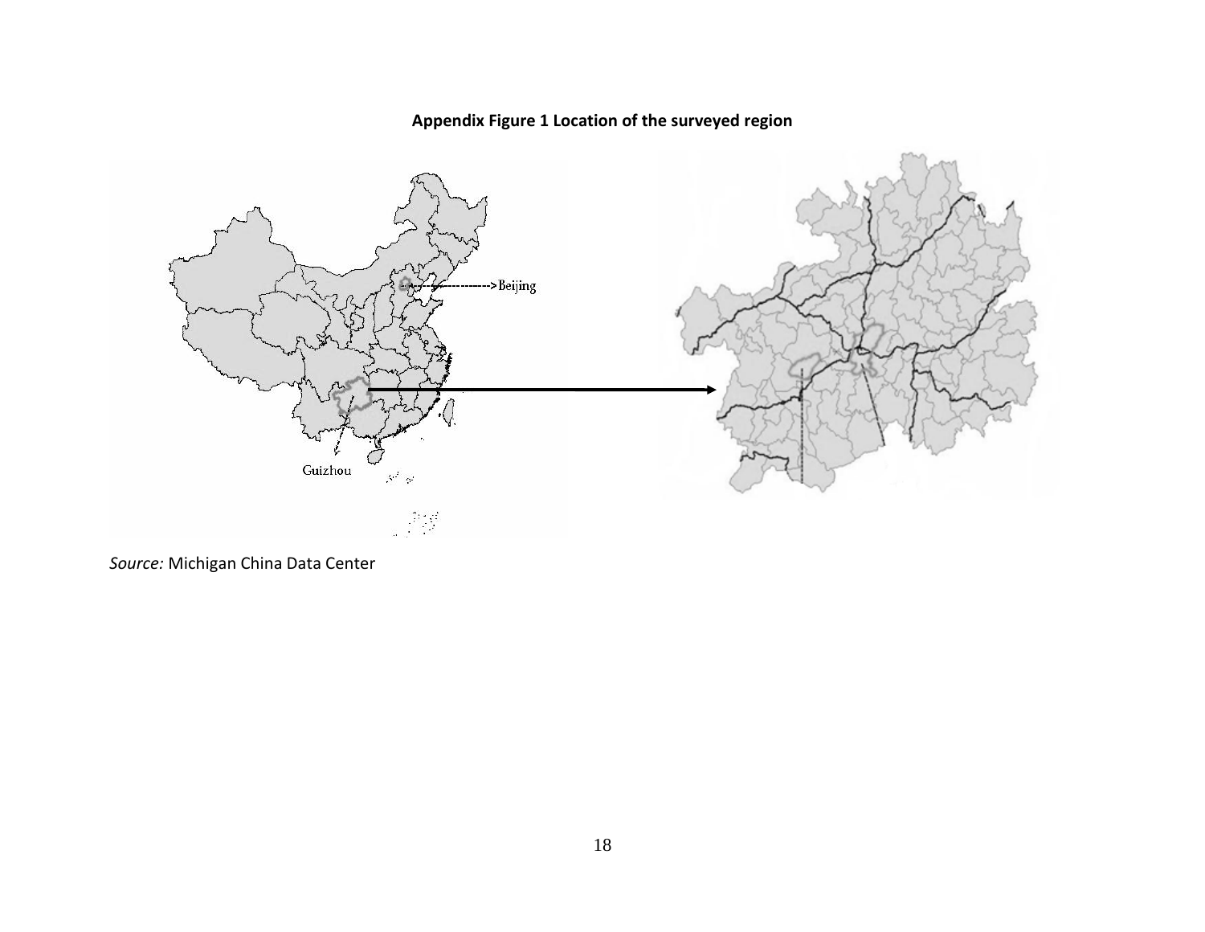**Appendix Figure 1 Location of the surveyed region**

*Source:* Michigan China Data Center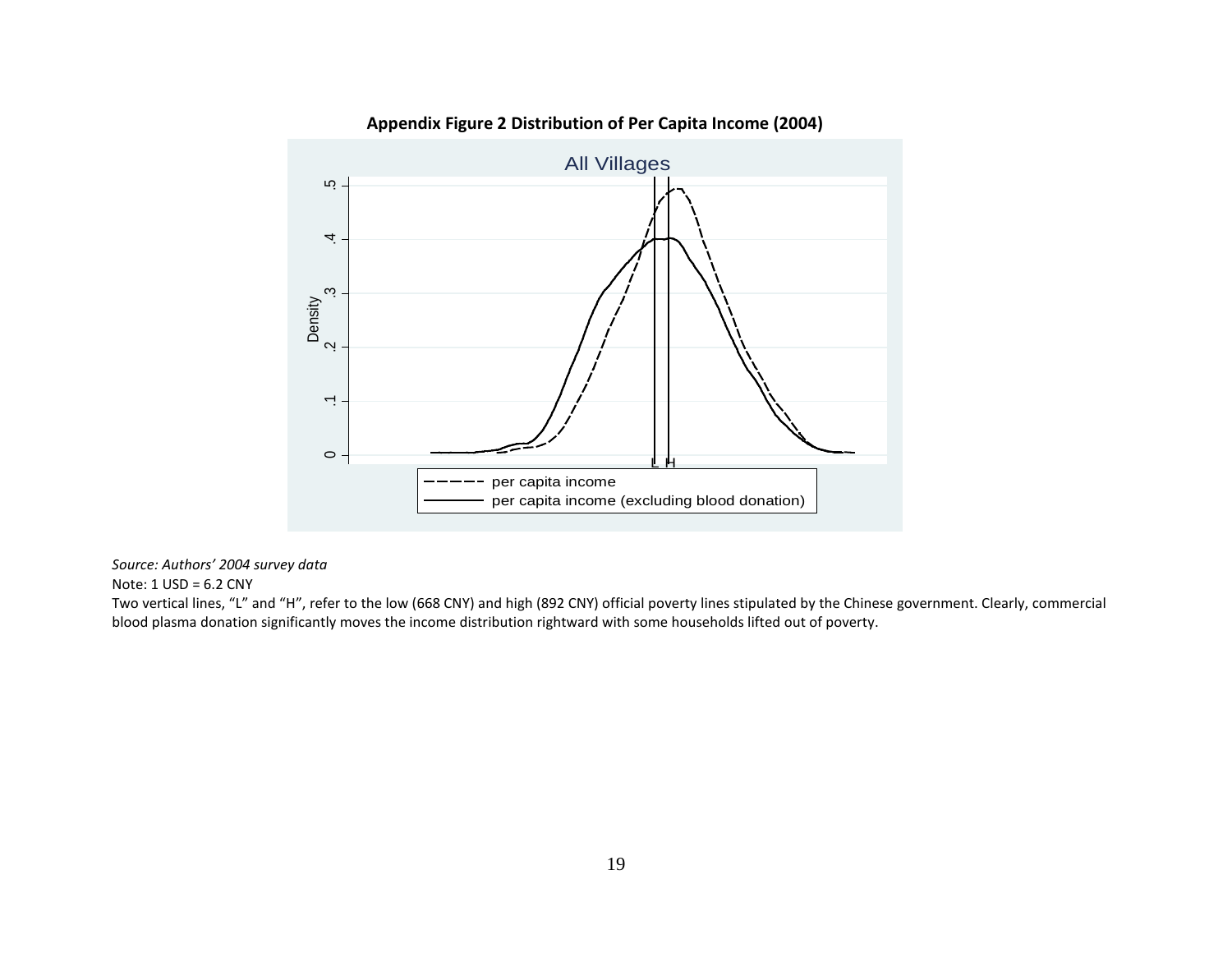**Appendix Figure 2 Distribution of Per Capita Income (2004)**

*Source: Authors' 2004 survey data*

Note: 1 USD = 6.2 CNY

Two vertical lines, "L" and "H", refer to the low (668 CNY) and high (892 CNY) official poverty lines stipulated by the Chinese government. Clearly, commercial blood plasma donation significantly moves the income distribution rightward with some households lifted out of poverty.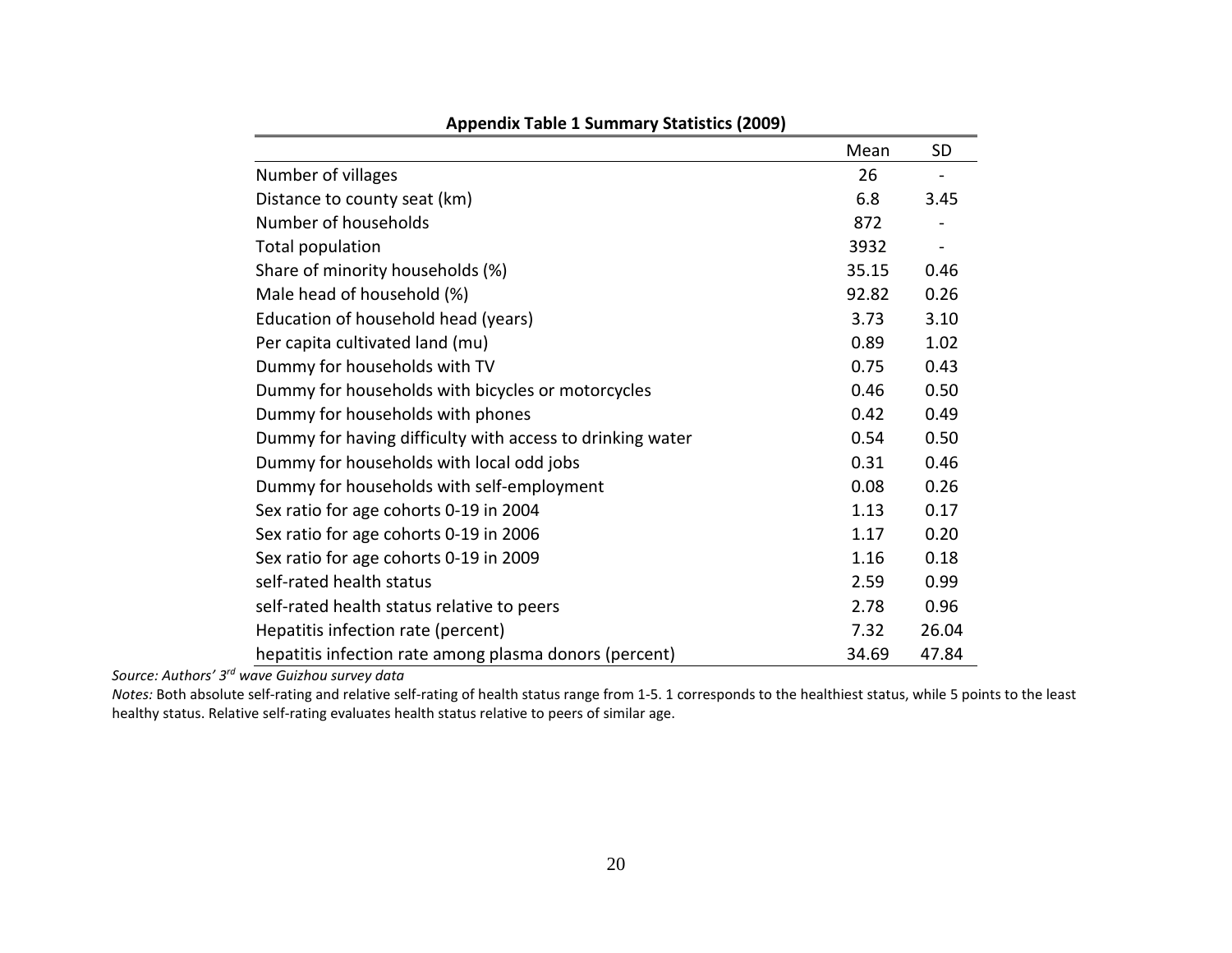**Appendix Table 1 Summary Statistics (2009)**

| | Mean | SD |
|---|---|---|
| Number of villages | 26 | - |
| Distance to county seat (km) | 6.8 | 3.45 |
| Number of households | 872 | - |
| Total population | 3932 | - |
| Share of minority households (%) | 35.15 | 0.46 |
| Male head of household (%) | 92.82 | 0.26 |
| Education of household head (years) | 3.73 | 3.10 |
| Per capita cultivated land (mu) | 0.89 | 1.02 |
| Dummy for households with TV | 0.75 | 0.43 |
| Dummy for households with bicycles or motorcycles | 0.46 | 0.50 |
| Dummy for households with phones | 0.42 | 0.49 |
| Dummy for having difficulty with access to drinking water | 0.54 | 0.50 |
| Dummy for households with local odd jobs | 0.31 | 0.46 |
| Dummy for households with self-employment | 0.08 | 0.26 |
| Sex ratio for age cohorts 0-19 in 2004 | 1.13 | 0.17 |
| Sex ratio for age cohorts 0-19 in 2006 | 1.17 | 0.20 |
| Sex ratio for age cohorts 0-19 in 2009 | 1.16 | 0.18 |
| self-rated health status | 2.59 | 0.99 |
| self-rated health status relative to peers | 2.78 | 0.96 |
| Hepatitis infection rate (percent) | 7.32 | 26.04 |
| hepatitis infection rate among plasma donors (percent) | 34.69 | 47.84 |

*Source: Authors' 3rd wave Guizhou survey data*

*Notes:* Both absolute self-rating and relative self-rating of health status range from 1-5. 1 corresponds to the healthiest status, while 5 points to the least healthy status. Relative self-rating evaluates health status relative to peers of similar age.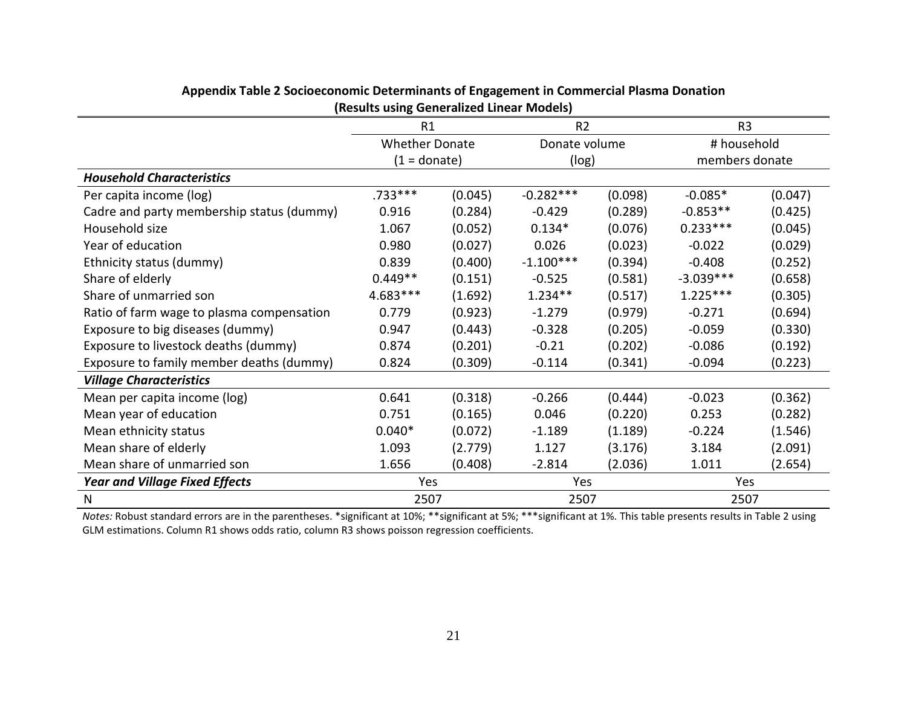**Appendix Table 2 Socioeconomic Determinants of Engagement in Commercial Plasma Donation (Results using Generalized Linear Models)**

| | R1 | | R2 | | R3 | |
|---|---|---|---|---|---|---|
| | Whether Donate (1 = donate) | | Donate volume (log) | | # household members donate | |
| ***Household Characteristics*** | | | | | | |
| Per capita income (log) | .733*** | (0.045) | -0.282*** | (0.098) | -0.085* | (0.047) |
| Cadre and party membership status (dummy) | 0.916 | (0.284) | -0.429 | (0.289) | -0.853** | (0.425) |
| Household size | 1.067 | (0.052) | 0.134* | (0.076) | 0.233*** | (0.045) |
| Year of education | 0.980 | (0.027) | 0.026 | (0.023) | -0.022 | (0.029) |
| Ethnicity status (dummy) | 0.839 | (0.400) | -1.100*** | (0.394) | -0.408 | (0.252) |
| Share of elderly | 0.449** | (0.151) | -0.525 | (0.581) | -3.039*** | (0.658) |
| Share of unmarried son | 4.683*** | (1.692) | 1.234** | (0.517) | 1.225*** | (0.305) |
| Ratio of farm wage to plasma compensation | 0.779 | (0.923) | -1.279 | (0.979) | -0.271 | (0.694) |
| Exposure to big diseases (dummy) | 0.947 | (0.443) | -0.328 | (0.205) | -0.059 | (0.330) |
| Exposure to livestock deaths (dummy) | 0.874 | (0.201) | -0.21 | (0.202) | -0.086 | (0.192) |
| Exposure to family member deaths (dummy) | 0.824 | (0.309) | -0.114 | (0.341) | -0.094 | (0.223) |
| ***Village Characteristics*** | | | | | | |
| Mean per capita income (log) | 0.641 | (0.318) | -0.266 | (0.444) | -0.023 | (0.362) |
| Mean year of education | 0.751 | (0.165) | 0.046 | (0.220) | 0.253 | (0.282) |
| Mean ethnicity status | 0.040* | (0.072) | -1.189 | (1.189) | -0.224 | (1.546) |
| Mean share of elderly | 1.093 | (2.779) | 1.127 | (3.176) | 3.184 | (2.091) |
| Mean share of unmarried son | 1.656 | (0.408) | -2.814 | (2.036) | 1.011 | (2.654) |
| ***Year and Village Fixed Effects*** | Yes | | Yes | | Yes | |
| N | 2507 | | 2507 | | 2507 | |

*Notes:* Robust standard errors are in the parentheses. *significant at 10%; **significant at 5%; ***significant at 1%. This table presents results in Table 2 using GLM estimations. Column R1 shows odds ratio, column R3 shows poisson regression coefficients.